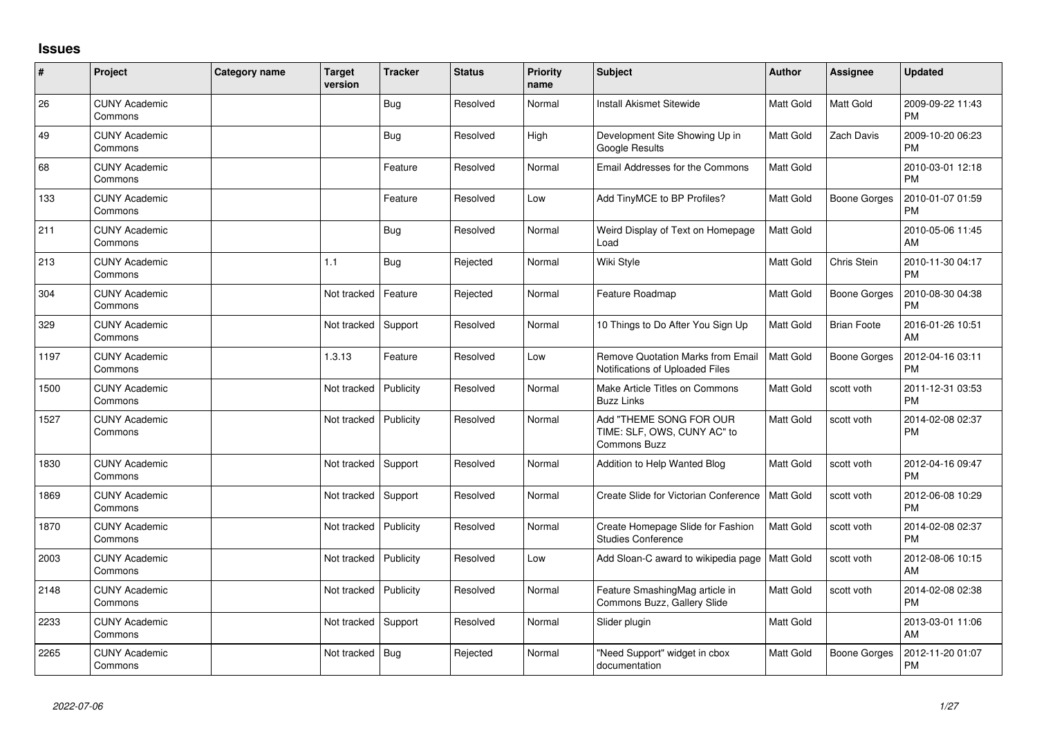# Issues

| # | Project | Category name | Target version | Tracker | Status | Priority name | Subject | Author | Assignee | Updated |
|---|---|---|---|---|---|---|---|---|---|---|
| 26 | CUNY Academic Commons | | | Bug | Resolved | Normal | Install Akismet Sitewide | Matt Gold | Matt Gold | 2009-09-22 11:43 PM |
| 49 | CUNY Academic Commons | | | Bug | Resolved | High | Development Site Showing Up in Google Results | Matt Gold | Zach Davis | 2009-10-20 06:23 PM |
| 68 | CUNY Academic Commons | | | Feature | Resolved | Normal | Email Addresses for the Commons | Matt Gold | | 2010-03-01 12:18 PM |
| 133 | CUNY Academic Commons | | | Feature | Resolved | Low | Add TinyMCE to BP Profiles? | Matt Gold | Boone Gorges | 2010-01-07 01:59 PM |
| 211 | CUNY Academic Commons | | | Bug | Resolved | Normal | Weird Display of Text on Homepage Load | Matt Gold | | 2010-05-06 11:45 AM |
| 213 | CUNY Academic Commons | | 1.1 | Bug | Rejected | Normal | Wiki Style | Matt Gold | Chris Stein | 2010-11-30 04:17 PM |
| 304 | CUNY Academic Commons | | Not tracked | Feature | Rejected | Normal | Feature Roadmap | Matt Gold | Boone Gorges | 2010-08-30 04:38 PM |
| 329 | CUNY Academic Commons | | Not tracked | Support | Resolved | Normal | 10 Things to Do After You Sign Up | Matt Gold | Brian Foote | 2016-01-26 10:51 AM |
| 1197 | CUNY Academic Commons | | 1.3.13 | Feature | Resolved | Low | Remove Quotation Marks from Email Notifications of Uploaded Files | Matt Gold | Boone Gorges | 2012-04-16 03:11 PM |
| 1500 | CUNY Academic Commons | | Not tracked | Publicity | Resolved | Normal | Make Article Titles on Commons Buzz Links | Matt Gold | scott voth | 2011-12-31 03:53 PM |
| 1527 | CUNY Academic Commons | | Not tracked | Publicity | Resolved | Normal | Add "THEME SONG FOR OUR TIME: SLF, OWS, CUNY AC" to Commons Buzz | Matt Gold | scott voth | 2014-02-08 02:37 PM |
| 1830 | CUNY Academic Commons | | Not tracked | Support | Resolved | Normal | Addition to Help Wanted Blog | Matt Gold | scott voth | 2012-04-16 09:47 PM |
| 1869 | CUNY Academic Commons | | Not tracked | Support | Resolved | Normal | Create Slide for Victorian Conference | Matt Gold | scott voth | 2012-06-08 10:29 PM |
| 1870 | CUNY Academic Commons | | Not tracked | Publicity | Resolved | Normal | Create Homepage Slide for Fashion Studies Conference | Matt Gold | scott voth | 2014-02-08 02:37 PM |
| 2003 | CUNY Academic Commons | | Not tracked | Publicity | Resolved | Low | Add Sloan-C award to wikipedia page | Matt Gold | scott voth | 2012-08-06 10:15 AM |
| 2148 | CUNY Academic Commons | | Not tracked | Publicity | Resolved | Normal | Feature SmashingMag article in Commons Buzz, Gallery Slide | Matt Gold | scott voth | 2014-02-08 02:38 PM |
| 2233 | CUNY Academic Commons | | Not tracked | Support | Resolved | Normal | Slider plugin | Matt Gold | | 2013-03-01 11:06 AM |
| 2265 | CUNY Academic Commons | | Not tracked | Bug | Rejected | Normal | "Need Support" widget in cbox documentation | Matt Gold | Boone Gorges | 2012-11-20 01:07 PM |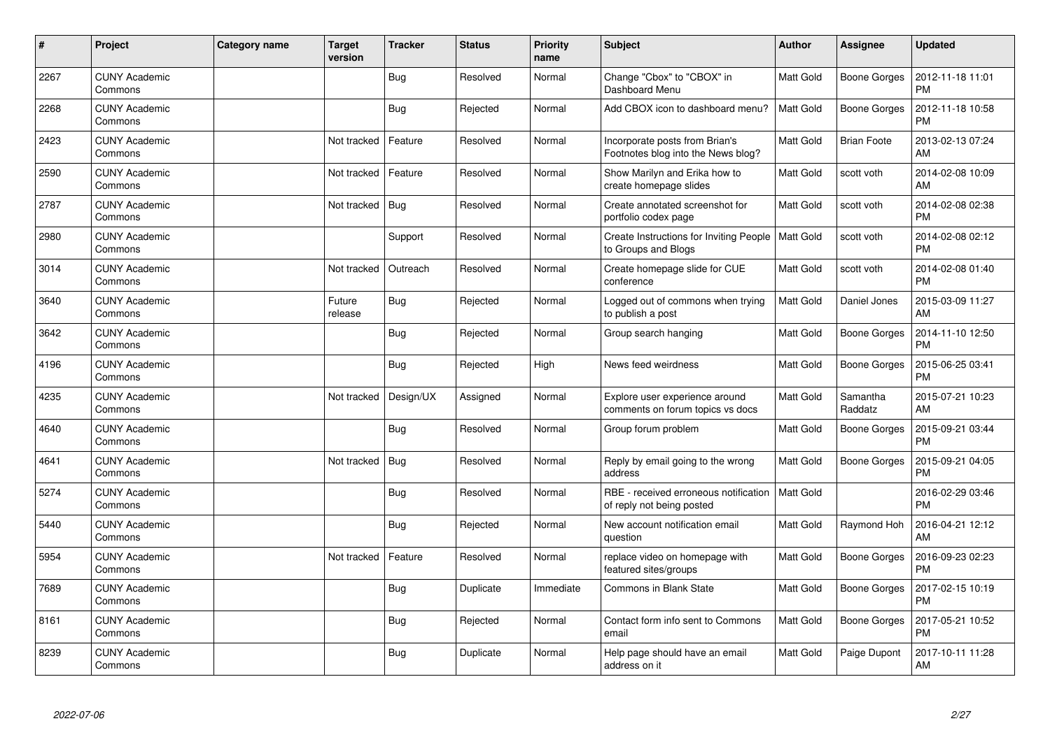| # | Project | Category name | Target version | Tracker | Status | Priority name | Subject | Author | Assignee | Updated |
|---|---|---|---|---|---|---|---|---|---|---|
| 2267 | CUNY Academic Commons | | | Bug | Resolved | Normal | Change "Cbox" to "CBOX" in Dashboard Menu | Matt Gold | Boone Gorges | 2012-11-18 11:01 PM |
| 2268 | CUNY Academic Commons | | | Bug | Rejected | Normal | Add CBOX icon to dashboard menu? | Matt Gold | Boone Gorges | 2012-11-18 10:58 PM |
| 2423 | CUNY Academic Commons | | Not tracked | Feature | Resolved | Normal | Incorporate posts from Brian's Footnotes blog into the News blog? | Matt Gold | Brian Foote | 2013-02-13 07:24 AM |
| 2590 | CUNY Academic Commons | | Not tracked | Feature | Resolved | Normal | Show Marilyn and Erika how to create homepage slides | Matt Gold | scott voth | 2014-02-08 10:09 AM |
| 2787 | CUNY Academic Commons | | Not tracked | Bug | Resolved | Normal | Create annotated screenshot for portfolio codex page | Matt Gold | scott voth | 2014-02-08 02:38 PM |
| 2980 | CUNY Academic Commons | | | Support | Resolved | Normal | Create Instructions for Inviting People to Groups and Blogs | Matt Gold | scott voth | 2014-02-08 02:12 PM |
| 3014 | CUNY Academic Commons | | Not tracked | Outreach | Resolved | Normal | Create homepage slide for CUE conference | Matt Gold | scott voth | 2014-02-08 01:40 PM |
| 3640 | CUNY Academic Commons | | Future release | Bug | Rejected | Normal | Logged out of commons when trying to publish a post | Matt Gold | Daniel Jones | 2015-03-09 11:27 AM |
| 3642 | CUNY Academic Commons | | | Bug | Rejected | Normal | Group search hanging | Matt Gold | Boone Gorges | 2014-11-10 12:50 PM |
| 4196 | CUNY Academic Commons | | | Bug | Rejected | High | News feed weirdness | Matt Gold | Boone Gorges | 2015-06-25 03:41 PM |
| 4235 | CUNY Academic Commons | | Not tracked | Design/UX | Assigned | Normal | Explore user experience around comments on forum topics vs docs | Matt Gold | Samantha Raddatz | 2015-07-21 10:23 AM |
| 4640 | CUNY Academic Commons | | | Bug | Resolved | Normal | Group forum problem | Matt Gold | Boone Gorges | 2015-09-21 03:44 PM |
| 4641 | CUNY Academic Commons | | Not tracked | Bug | Resolved | Normal | Reply by email going to the wrong address | Matt Gold | Boone Gorges | 2015-09-21 04:05 PM |
| 5274 | CUNY Academic Commons | | | Bug | Resolved | Normal | RBE - received erroneous notification of reply not being posted | Matt Gold | | 2016-02-29 03:46 PM |
| 5440 | CUNY Academic Commons | | | Bug | Rejected | Normal | New account notification email question | Matt Gold | Raymond Hoh | 2016-04-21 12:12 AM |
| 5954 | CUNY Academic Commons | | Not tracked | Feature | Resolved | Normal | replace video on homepage with featured sites/groups | Matt Gold | Boone Gorges | 2016-09-23 02:23 PM |
| 7689 | CUNY Academic Commons | | | Bug | Duplicate | Immediate | Commons in Blank State | Matt Gold | Boone Gorges | 2017-02-15 10:19 PM |
| 8161 | CUNY Academic Commons | | | Bug | Rejected | Normal | Contact form info sent to Commons email | Matt Gold | Boone Gorges | 2017-05-21 10:52 PM |
| 8239 | CUNY Academic Commons | | | Bug | Duplicate | Normal | Help page should have an email address on it | Matt Gold | Paige Dupont | 2017-10-11 11:28 AM |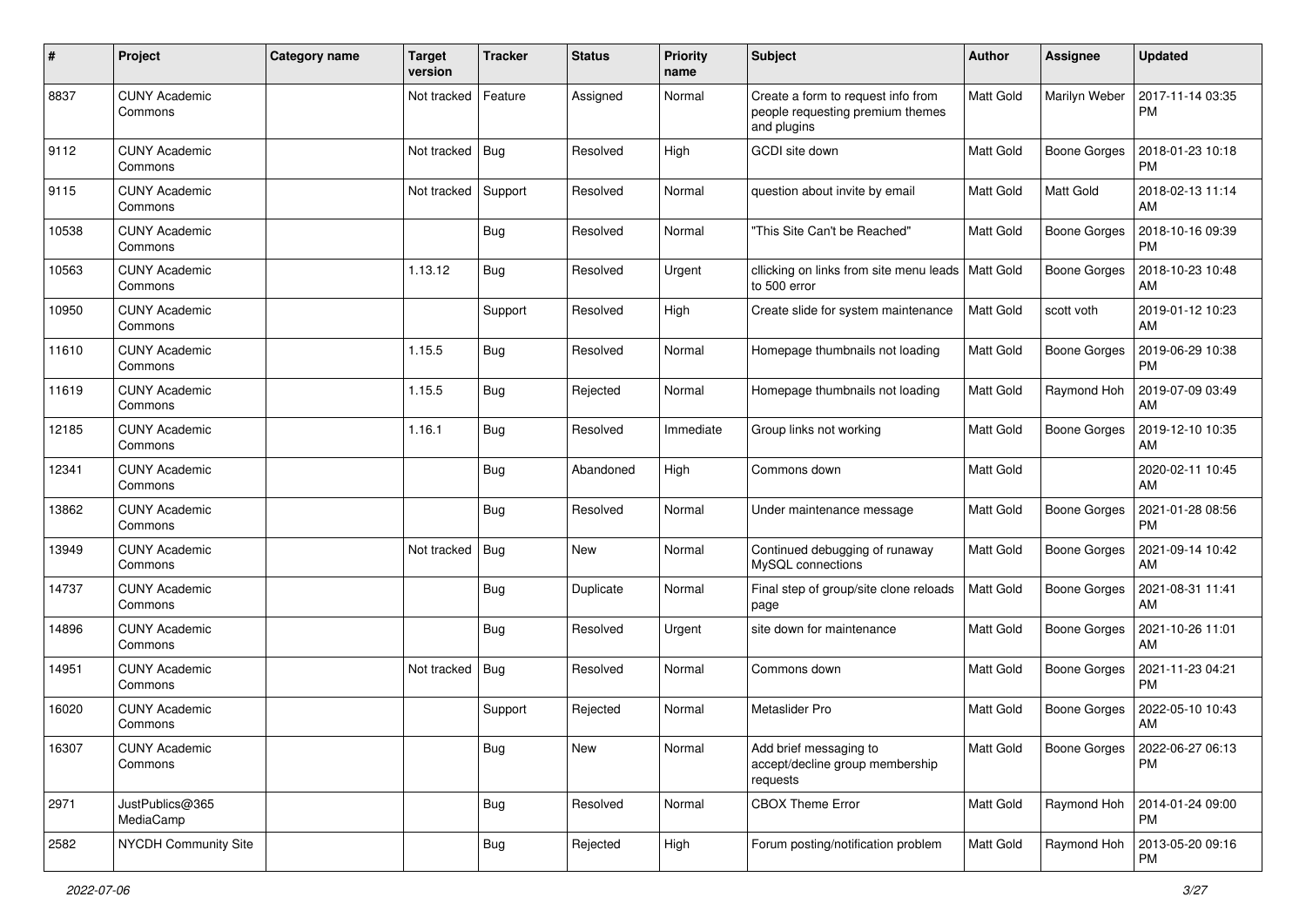| # | Project | Category name | Target version | Tracker | Status | Priority name | Subject | Author | Assignee | Updated |
|---|---|---|---|---|---|---|---|---|---|---|
| 8837 | CUNY Academic Commons | | Not tracked | Feature | Assigned | Normal | Create a form to request info from people requesting premium themes and plugins | Matt Gold | Marilyn Weber | 2017-11-14 03:35 PM |
| 9112 | CUNY Academic Commons | | Not tracked | Bug | Resolved | High | GCDI site down | Matt Gold | Boone Gorges | 2018-01-23 10:18 PM |
| 9115 | CUNY Academic Commons | | Not tracked | Support | Resolved | Normal | question about invite by email | Matt Gold | Matt Gold | 2018-02-13 11:14 AM |
| 10538 | CUNY Academic Commons | | | Bug | Resolved | Normal | "This Site Can't be Reached" | Matt Gold | Boone Gorges | 2018-10-16 09:39 PM |
| 10563 | CUNY Academic Commons | | 1.13.12 | Bug | Resolved | Urgent | cllicking on links from site menu leads to 500 error | Matt Gold | Boone Gorges | 2018-10-23 10:48 AM |
| 10950 | CUNY Academic Commons | | | Support | Resolved | High | Create slide for system maintenance | Matt Gold | scott voth | 2019-01-12 10:23 AM |
| 11610 | CUNY Academic Commons | | 1.15.5 | Bug | Resolved | Normal | Homepage thumbnails not loading | Matt Gold | Boone Gorges | 2019-06-29 10:38 PM |
| 11619 | CUNY Academic Commons | | 1.15.5 | Bug | Rejected | Normal | Homepage thumbnails not loading | Matt Gold | Raymond Hoh | 2019-07-09 03:49 AM |
| 12185 | CUNY Academic Commons | | 1.16.1 | Bug | Resolved | Immediate | Group links not working | Matt Gold | Boone Gorges | 2019-12-10 10:35 AM |
| 12341 | CUNY Academic Commons | | | Bug | Abandoned | High | Commons down | Matt Gold | | 2020-02-11 10:45 AM |
| 13862 | CUNY Academic Commons | | | Bug | Resolved | Normal | Under maintenance message | Matt Gold | Boone Gorges | 2021-01-28 08:56 PM |
| 13949 | CUNY Academic Commons | | Not tracked | Bug | New | Normal | Continued debugging of runaway MySQL connections | Matt Gold | Boone Gorges | 2021-09-14 10:42 AM |
| 14737 | CUNY Academic Commons | | | Bug | Duplicate | Normal | Final step of group/site clone reloads page | Matt Gold | Boone Gorges | 2021-08-31 11:41 AM |
| 14896 | CUNY Academic Commons | | | Bug | Resolved | Urgent | site down for maintenance | Matt Gold | Boone Gorges | 2021-10-26 11:01 AM |
| 14951 | CUNY Academic Commons | | Not tracked | Bug | Resolved | Normal | Commons down | Matt Gold | Boone Gorges | 2021-11-23 04:21 PM |
| 16020 | CUNY Academic Commons | | | Support | Rejected | Normal | Metaslider Pro | Matt Gold | Boone Gorges | 2022-05-10 10:43 AM |
| 16307 | CUNY Academic Commons | | | Bug | New | Normal | Add brief messaging to accept/decline group membership requests | Matt Gold | Boone Gorges | 2022-06-27 06:13 PM |
| 2971 | JustPublics@365 MediaCamp | | | Bug | Resolved | Normal | CBOX Theme Error | Matt Gold | Raymond Hoh | 2014-01-24 09:00 PM |
| 2582 | NYCDH Community Site | | | Bug | Rejected | High | Forum posting/notification problem | Matt Gold | Raymond Hoh | 2013-05-20 09:16 PM |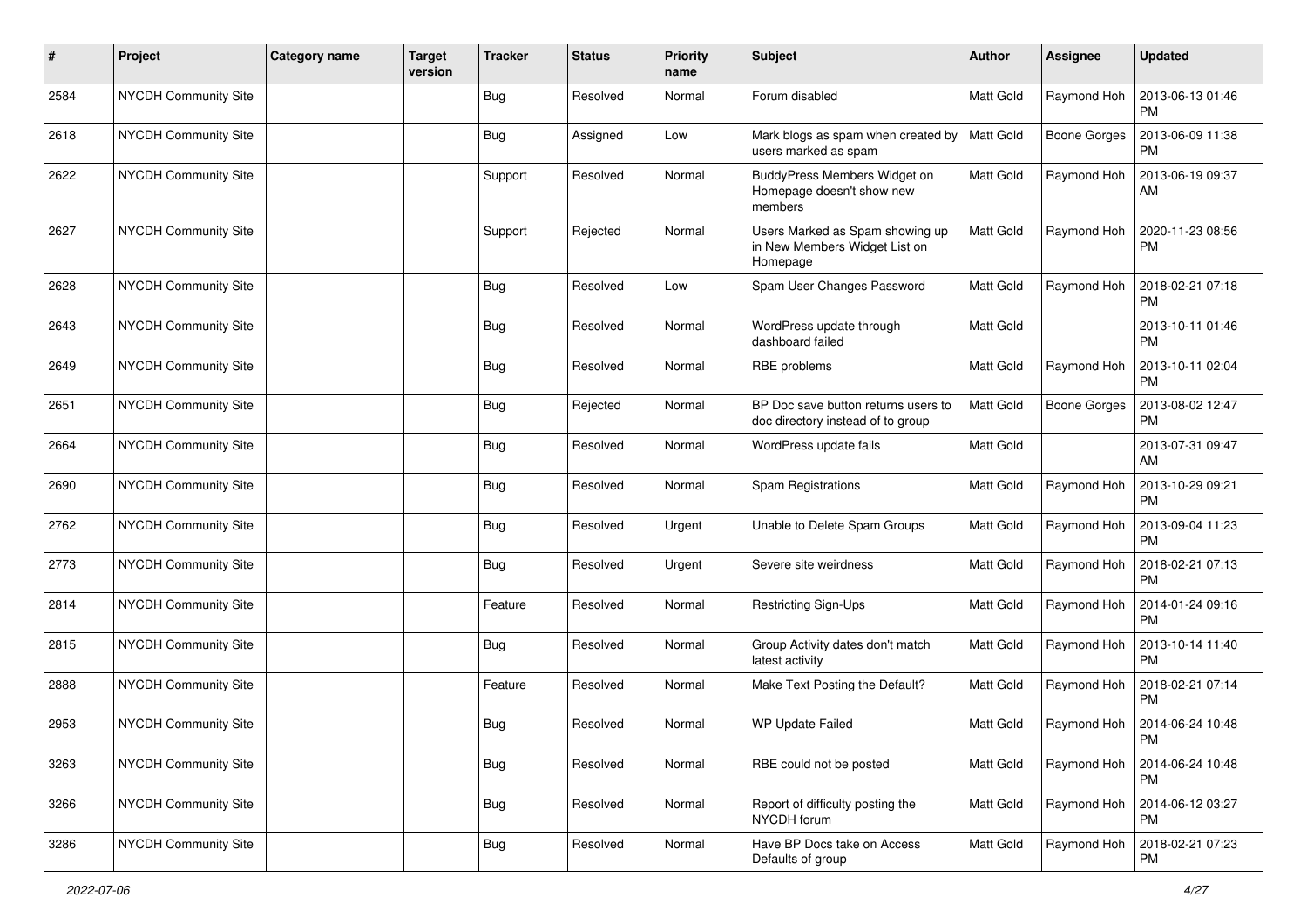| # | Project | Category name | Target version | Tracker | Status | Priority name | Subject | Author | Assignee | Updated |
| --- | --- | --- | --- | --- | --- | --- | --- | --- | --- | --- |
| 2584 | NYCDH Community Site | | | Bug | Resolved | Normal | Forum disabled | Matt Gold | Raymond Hoh | 2013-06-13 01:46 PM |
| 2618 | NYCDH Community Site | | | Bug | Assigned | Low | Mark blogs as spam when created by users marked as spam | Matt Gold | Boone Gorges | 2013-06-09 11:38 PM |
| 2622 | NYCDH Community Site | | | Support | Resolved | Normal | BuddyPress Members Widget on Homepage doesn't show new members | Matt Gold | Raymond Hoh | 2013-06-19 09:37 AM |
| 2627 | NYCDH Community Site | | | Support | Rejected | Normal | Users Marked as Spam showing up in New Members Widget List on Homepage | Matt Gold | Raymond Hoh | 2020-11-23 08:56 PM |
| 2628 | NYCDH Community Site | | | Bug | Resolved | Low | Spam User Changes Password | Matt Gold | Raymond Hoh | 2018-02-21 07:18 PM |
| 2643 | NYCDH Community Site | | | Bug | Resolved | Normal | WordPress update through dashboard failed | Matt Gold | | 2013-10-11 01:46 PM |
| 2649 | NYCDH Community Site | | | Bug | Resolved | Normal | RBE problems | Matt Gold | Raymond Hoh | 2013-10-11 02:04 PM |
| 2651 | NYCDH Community Site | | | Bug | Rejected | Normal | BP Doc save button returns users to doc directory instead of to group | Matt Gold | Boone Gorges | 2013-08-02 12:47 PM |
| 2664 | NYCDH Community Site | | | Bug | Resolved | Normal | WordPress update fails | Matt Gold | | 2013-07-31 09:47 AM |
| 2690 | NYCDH Community Site | | | Bug | Resolved | Normal | Spam Registrations | Matt Gold | Raymond Hoh | 2013-10-29 09:21 PM |
| 2762 | NYCDH Community Site | | | Bug | Resolved | Urgent | Unable to Delete Spam Groups | Matt Gold | Raymond Hoh | 2013-09-04 11:23 PM |
| 2773 | NYCDH Community Site | | | Bug | Resolved | Urgent | Severe site weirdness | Matt Gold | Raymond Hoh | 2018-02-21 07:13 PM |
| 2814 | NYCDH Community Site | | | Feature | Resolved | Normal | Restricting Sign-Ups | Matt Gold | Raymond Hoh | 2014-01-24 09:16 PM |
| 2815 | NYCDH Community Site | | | Bug | Resolved | Normal | Group Activity dates don't match latest activity | Matt Gold | Raymond Hoh | 2013-10-14 11:40 PM |
| 2888 | NYCDH Community Site | | | Feature | Resolved | Normal | Make Text Posting the Default? | Matt Gold | Raymond Hoh | 2018-02-21 07:14 PM |
| 2953 | NYCDH Community Site | | | Bug | Resolved | Normal | WP Update Failed | Matt Gold | Raymond Hoh | 2014-06-24 10:48 PM |
| 3263 | NYCDH Community Site | | | Bug | Resolved | Normal | RBE could not be posted | Matt Gold | Raymond Hoh | 2014-06-24 10:48 PM |
| 3266 | NYCDH Community Site | | | Bug | Resolved | Normal | Report of difficulty posting the NYCDH forum | Matt Gold | Raymond Hoh | 2014-06-12 03:27 PM |
| 3286 | NYCDH Community Site | | | Bug | Resolved | Normal | Have BP Docs take on Access Defaults of group | Matt Gold | Raymond Hoh | 2018-02-21 07:23 PM |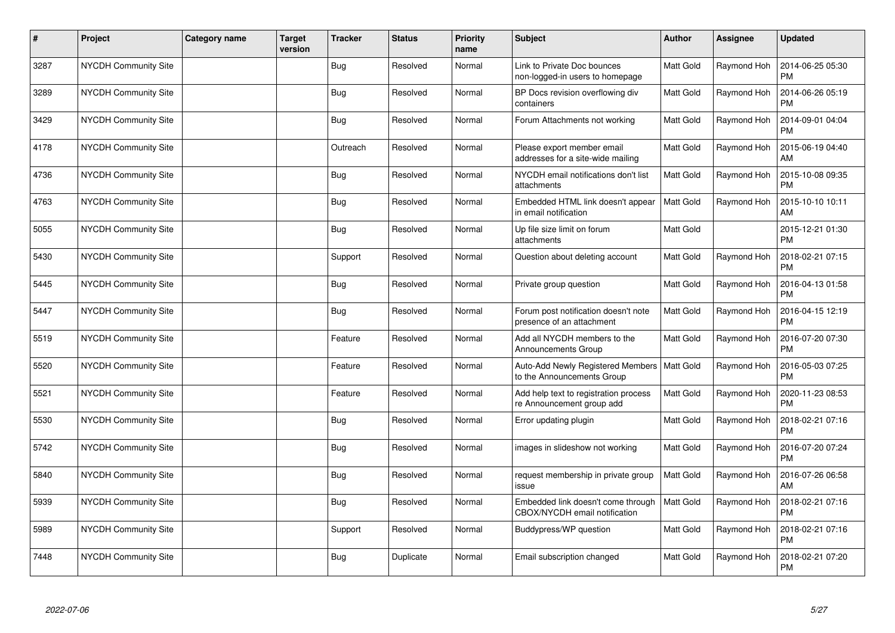| # | Project | Category name | Target version | Tracker | Status | Priority name | Subject | Author | Assignee | Updated |
|---|---|---|---|---|---|---|---|---|---|---|
| 3287 | NYCDH Community Site | | | Bug | Resolved | Normal | Link to Private Doc bounces non-logged-in users to homepage | Matt Gold | Raymond Hoh | 2014-06-25 05:30 PM |
| 3289 | NYCDH Community Site | | | Bug | Resolved | Normal | BP Docs revision overflowing div containers | Matt Gold | Raymond Hoh | 2014-06-26 05:19 PM |
| 3429 | NYCDH Community Site | | | Bug | Resolved | Normal | Forum Attachments not working | Matt Gold | Raymond Hoh | 2014-09-01 04:04 PM |
| 4178 | NYCDH Community Site | | | Outreach | Resolved | Normal | Please export member email addresses for a site-wide mailing | Matt Gold | Raymond Hoh | 2015-06-19 04:40 AM |
| 4736 | NYCDH Community Site | | | Bug | Resolved | Normal | NYCDH email notifications don't list attachments | Matt Gold | Raymond Hoh | 2015-10-08 09:35 PM |
| 4763 | NYCDH Community Site | | | Bug | Resolved | Normal | Embedded HTML link doesn't appear in email notification | Matt Gold | Raymond Hoh | 2015-10-10 10:11 AM |
| 5055 | NYCDH Community Site | | | Bug | Resolved | Normal | Up file size limit on forum attachments | Matt Gold | | 2015-12-21 01:30 PM |
| 5430 | NYCDH Community Site | | | Support | Resolved | Normal | Question about deleting account | Matt Gold | Raymond Hoh | 2018-02-21 07:15 PM |
| 5445 | NYCDH Community Site | | | Bug | Resolved | Normal | Private group question | Matt Gold | Raymond Hoh | 2016-04-13 01:58 PM |
| 5447 | NYCDH Community Site | | | Bug | Resolved | Normal | Forum post notification doesn't note presence of an attachment | Matt Gold | Raymond Hoh | 2016-04-15 12:19 PM |
| 5519 | NYCDH Community Site | | | Feature | Resolved | Normal | Add all NYCDH members to the Announcements Group | Matt Gold | Raymond Hoh | 2016-07-20 07:30 PM |
| 5520 | NYCDH Community Site | | | Feature | Resolved | Normal | Auto-Add Newly Registered Members to the Announcements Group | Matt Gold | Raymond Hoh | 2016-05-03 07:25 PM |
| 5521 | NYCDH Community Site | | | Feature | Resolved | Normal | Add help text to registration process re Announcement group add | Matt Gold | Raymond Hoh | 2020-11-23 08:53 PM |
| 5530 | NYCDH Community Site | | | Bug | Resolved | Normal | Error updating plugin | Matt Gold | Raymond Hoh | 2018-02-21 07:16 PM |
| 5742 | NYCDH Community Site | | | Bug | Resolved | Normal | images in slideshow not working | Matt Gold | Raymond Hoh | 2016-07-20 07:24 PM |
| 5840 | NYCDH Community Site | | | Bug | Resolved | Normal | request membership in private group issue | Matt Gold | Raymond Hoh | 2016-07-26 06:58 AM |
| 5939 | NYCDH Community Site | | | Bug | Resolved | Normal | Embedded link doesn't come through CBOX/NYCDH email notification | Matt Gold | Raymond Hoh | 2018-02-21 07:16 PM |
| 5989 | NYCDH Community Site | | | Support | Resolved | Normal | Buddypress/WP question | Matt Gold | Raymond Hoh | 2018-02-21 07:16 PM |
| 7448 | NYCDH Community Site | | | Bug | Duplicate | Normal | Email subscription changed | Matt Gold | Raymond Hoh | 2018-02-21 07:20 PM |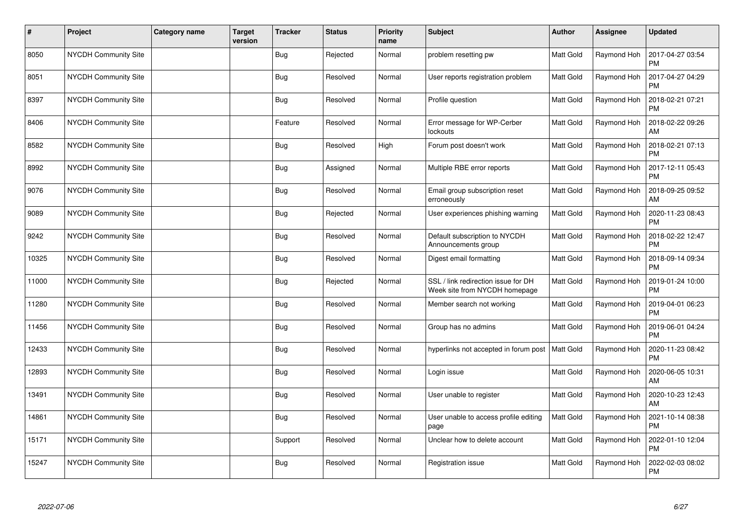| # | Project | Category name | Target version | Tracker | Status | Priority name | Subject | Author | Assignee | Updated |
|---|---|---|---|---|---|---|---|---|---|---|
| 8050 | NYCDH Community Site | | | Bug | Rejected | Normal | problem resetting pw | Matt Gold | Raymond Hoh | 2017-04-27 03:54 PM |
| 8051 | NYCDH Community Site | | | Bug | Resolved | Normal | User reports registration problem | Matt Gold | Raymond Hoh | 2017-04-27 04:29 PM |
| 8397 | NYCDH Community Site | | | Bug | Resolved | Normal | Profile question | Matt Gold | Raymond Hoh | 2018-02-21 07:21 PM |
| 8406 | NYCDH Community Site | | | Feature | Resolved | Normal | Error message for WP-Cerber lockouts | Matt Gold | Raymond Hoh | 2018-02-22 09:26 AM |
| 8582 | NYCDH Community Site | | | Bug | Resolved | High | Forum post doesn't work | Matt Gold | Raymond Hoh | 2018-02-21 07:13 PM |
| 8992 | NYCDH Community Site | | | Bug | Assigned | Normal | Multiple RBE error reports | Matt Gold | Raymond Hoh | 2017-12-11 05:43 PM |
| 9076 | NYCDH Community Site | | | Bug | Resolved | Normal | Email group subscription reset erroneously | Matt Gold | Raymond Hoh | 2018-09-25 09:52 AM |
| 9089 | NYCDH Community Site | | | Bug | Rejected | Normal | User experiences phishing warning | Matt Gold | Raymond Hoh | 2020-11-23 08:43 PM |
| 9242 | NYCDH Community Site | | | Bug | Resolved | Normal | Default subscription to NYCDH Announcements group | Matt Gold | Raymond Hoh | 2018-02-22 12:47 PM |
| 10325 | NYCDH Community Site | | | Bug | Resolved | Normal | Digest email formatting | Matt Gold | Raymond Hoh | 2018-09-14 09:34 PM |
| 11000 | NYCDH Community Site | | | Bug | Rejected | Normal | SSL / link redirection issue for DH Week site from NYCDH homepage | Matt Gold | Raymond Hoh | 2019-01-24 10:00 PM |
| 11280 | NYCDH Community Site | | | Bug | Resolved | Normal | Member search not working | Matt Gold | Raymond Hoh | 2019-04-01 06:23 PM |
| 11456 | NYCDH Community Site | | | Bug | Resolved | Normal | Group has no admins | Matt Gold | Raymond Hoh | 2019-06-01 04:24 PM |
| 12433 | NYCDH Community Site | | | Bug | Resolved | Normal | hyperlinks not accepted in forum post | Matt Gold | Raymond Hoh | 2020-11-23 08:42 PM |
| 12893 | NYCDH Community Site | | | Bug | Resolved | Normal | Login issue | Matt Gold | Raymond Hoh | 2020-06-05 10:31 AM |
| 13491 | NYCDH Community Site | | | Bug | Resolved | Normal | User unable to register | Matt Gold | Raymond Hoh | 2020-10-23 12:43 AM |
| 14861 | NYCDH Community Site | | | Bug | Resolved | Normal | User unable to access profile editing page | Matt Gold | Raymond Hoh | 2021-10-14 08:38 PM |
| 15171 | NYCDH Community Site | | | Support | Resolved | Normal | Unclear how to delete account | Matt Gold | Raymond Hoh | 2022-01-10 12:04 PM |
| 15247 | NYCDH Community Site | | | Bug | Resolved | Normal | Registration issue | Matt Gold | Raymond Hoh | 2022-02-03 08:02 PM |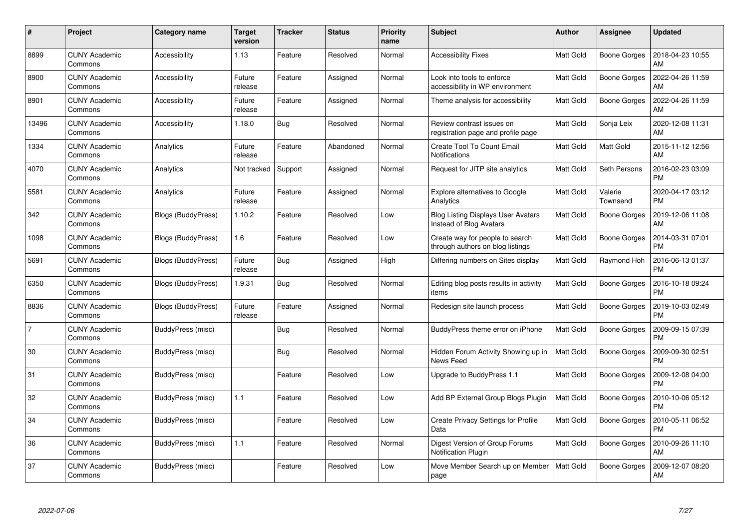| # | Project | Category name | Target version | Tracker | Status | Priority name | Subject | Author | Assignee | Updated |
|---|---|---|---|---|---|---|---|---|---|---|
| 8899 | CUNY Academic Commons | Accessibility | 1.13 | Feature | Resolved | Normal | Accessibility Fixes | Matt Gold | Boone Gorges | 2018-04-23 10:55 AM |
| 8900 | CUNY Academic Commons | Accessibility | Future release | Feature | Assigned | Normal | Look into tools to enforce accessibility in WP environment | Matt Gold | Boone Gorges | 2022-04-26 11:59 AM |
| 8901 | CUNY Academic Commons | Accessibility | Future release | Feature | Assigned | Normal | Theme analysis for accessibility | Matt Gold | Boone Gorges | 2022-04-26 11:59 AM |
| 13496 | CUNY Academic Commons | Accessibility | 1.18.0 | Bug | Resolved | Normal | Review contrast issues on registration page and profile page | Matt Gold | Sonja Leix | 2020-12-08 11:31 AM |
| 1334 | CUNY Academic Commons | Analytics | Future release | Feature | Abandoned | Normal | Create Tool To Count Email Notifications | Matt Gold | Matt Gold | 2015-11-12 12:56 AM |
| 4070 | CUNY Academic Commons | Analytics | Not tracked | Support | Assigned | Normal | Request for JITP site analytics | Matt Gold | Seth Persons | 2016-02-23 03:09 PM |
| 5581 | CUNY Academic Commons | Analytics | Future release | Feature | Assigned | Normal | Explore alternatives to Google Analytics | Matt Gold | Valerie Townsend | 2020-04-17 03:12 PM |
| 342 | CUNY Academic Commons | Blogs (BuddyPress) | 1.10.2 | Feature | Resolved | Low | Blog Listing Displays User Avatars Instead of Blog Avatars | Matt Gold | Boone Gorges | 2019-12-06 11:08 AM |
| 1098 | CUNY Academic Commons | Blogs (BuddyPress) | 1.6 | Feature | Resolved | Low | Create way for people to search through authors on blog listings | Matt Gold | Boone Gorges | 2014-03-31 07:01 PM |
| 5691 | CUNY Academic Commons | Blogs (BuddyPress) | Future release | Bug | Assigned | High | Differing numbers on Sites display | Matt Gold | Raymond Hoh | 2016-06-13 01:37 PM |
| 6350 | CUNY Academic Commons | Blogs (BuddyPress) | 1.9.31 | Bug | Resolved | Normal | Editing blog posts results in activity items | Matt Gold | Boone Gorges | 2016-10-18 09:24 PM |
| 8836 | CUNY Academic Commons | Blogs (BuddyPress) | Future release | Feature | Assigned | Normal | Redesign site launch process | Matt Gold | Boone Gorges | 2019-10-03 02:49 PM |
| 7 | CUNY Academic Commons | BuddyPress (misc) | | Bug | Resolved | Normal | BuddyPress theme error on iPhone | Matt Gold | Boone Gorges | 2009-09-15 07:39 PM |
| 30 | CUNY Academic Commons | BuddyPress (misc) | | Bug | Resolved | Normal | Hidden Forum Activity Showing up in News Feed | Matt Gold | Boone Gorges | 2009-09-30 02:51 PM |
| 31 | CUNY Academic Commons | BuddyPress (misc) | | Feature | Resolved | Low | Upgrade to BuddyPress 1.1 | Matt Gold | Boone Gorges | 2009-12-08 04:00 PM |
| 32 | CUNY Academic Commons | BuddyPress (misc) | 1.1 | Feature | Resolved | Low | Add BP External Group Blogs Plugin | Matt Gold | Boone Gorges | 2010-10-06 05:12 PM |
| 34 | CUNY Academic Commons | BuddyPress (misc) | | Feature | Resolved | Low | Create Privacy Settings for Profile Data | Matt Gold | Boone Gorges | 2010-05-11 06:52 PM |
| 36 | CUNY Academic Commons | BuddyPress (misc) | 1.1 | Feature | Resolved | Normal | Digest Version of Group Forums Notification Plugin | Matt Gold | Boone Gorges | 2010-09-26 11:10 AM |
| 37 | CUNY Academic Commons | BuddyPress (misc) | | Feature | Resolved | Low | Move Member Search up on Member page | Matt Gold | Boone Gorges | 2009-12-07 08:20 AM |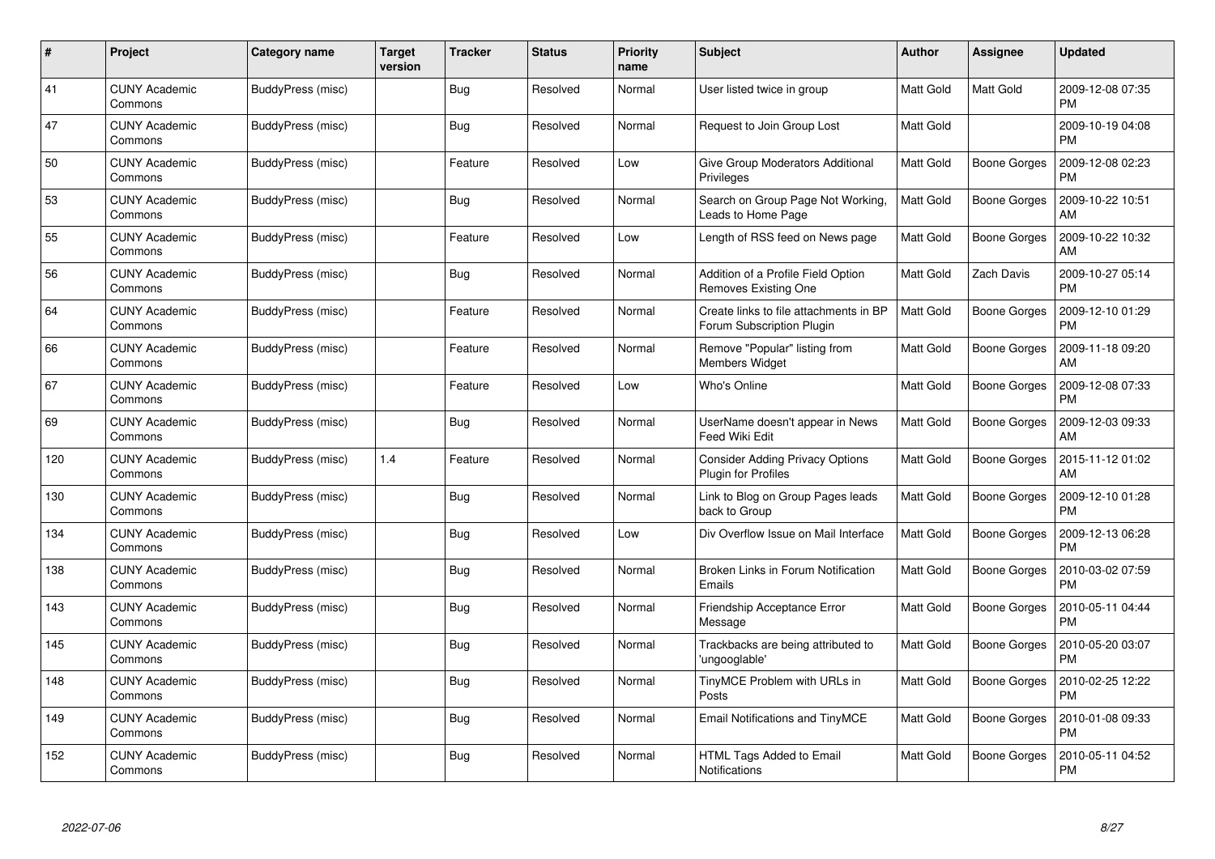| # | Project | Category name | Target version | Tracker | Status | Priority name | Subject | Author | Assignee | Updated |
|---|---|---|---|---|---|---|---|---|---|---|
| 41 | CUNY Academic Commons | BuddyPress (misc) | | Bug | Resolved | Normal | User listed twice in group | Matt Gold | Matt Gold | 2009-12-08 07:35 PM |
| 47 | CUNY Academic Commons | BuddyPress (misc) | | Bug | Resolved | Normal | Request to Join Group Lost | Matt Gold | | 2009-10-19 04:08 PM |
| 50 | CUNY Academic Commons | BuddyPress (misc) | | Feature | Resolved | Low | Give Group Moderators Additional Privileges | Matt Gold | Boone Gorges | 2009-12-08 02:23 PM |
| 53 | CUNY Academic Commons | BuddyPress (misc) | | Bug | Resolved | Normal | Search on Group Page Not Working, Leads to Home Page | Matt Gold | Boone Gorges | 2009-10-22 10:51 AM |
| 55 | CUNY Academic Commons | BuddyPress (misc) | | Feature | Resolved | Low | Length of RSS feed on News page | Matt Gold | Boone Gorges | 2009-10-22 10:32 AM |
| 56 | CUNY Academic Commons | BuddyPress (misc) | | Bug | Resolved | Normal | Addition of a Profile Field Option Removes Existing One | Matt Gold | Zach Davis | 2009-10-27 05:14 PM |
| 64 | CUNY Academic Commons | BuddyPress (misc) | | Feature | Resolved | Normal | Create links to file attachments in BP Forum Subscription Plugin | Matt Gold | Boone Gorges | 2009-12-10 01:29 PM |
| 66 | CUNY Academic Commons | BuddyPress (misc) | | Feature | Resolved | Normal | Remove "Popular" listing from Members Widget | Matt Gold | Boone Gorges | 2009-11-18 09:20 AM |
| 67 | CUNY Academic Commons | BuddyPress (misc) | | Feature | Resolved | Low | Who's Online | Matt Gold | Boone Gorges | 2009-12-08 07:33 PM |
| 69 | CUNY Academic Commons | BuddyPress (misc) | | Bug | Resolved | Normal | UserName doesn't appear in News Feed Wiki Edit | Matt Gold | Boone Gorges | 2009-12-03 09:33 AM |
| 120 | CUNY Academic Commons | BuddyPress (misc) | 1.4 | Feature | Resolved | Normal | Consider Adding Privacy Options Plugin for Profiles | Matt Gold | Boone Gorges | 2015-11-12 01:02 AM |
| 130 | CUNY Academic Commons | BuddyPress (misc) | | Bug | Resolved | Normal | Link to Blog on Group Pages leads back to Group | Matt Gold | Boone Gorges | 2009-12-10 01:28 PM |
| 134 | CUNY Academic Commons | BuddyPress (misc) | | Bug | Resolved | Low | Div Overflow Issue on Mail Interface | Matt Gold | Boone Gorges | 2009-12-13 06:28 PM |
| 138 | CUNY Academic Commons | BuddyPress (misc) | | Bug | Resolved | Normal | Broken Links in Forum Notification Emails | Matt Gold | Boone Gorges | 2010-03-02 07:59 PM |
| 143 | CUNY Academic Commons | BuddyPress (misc) | | Bug | Resolved | Normal | Friendship Acceptance Error Message | Matt Gold | Boone Gorges | 2010-05-11 04:44 PM |
| 145 | CUNY Academic Commons | BuddyPress (misc) | | Bug | Resolved | Normal | Trackbacks are being attributed to 'ungooglable' | Matt Gold | Boone Gorges | 2010-05-20 03:07 PM |
| 148 | CUNY Academic Commons | BuddyPress (misc) | | Bug | Resolved | Normal | TinyMCE Problem with URLs in Posts | Matt Gold | Boone Gorges | 2010-02-25 12:22 PM |
| 149 | CUNY Academic Commons | BuddyPress (misc) | | Bug | Resolved | Normal | Email Notifications and TinyMCE | Matt Gold | Boone Gorges | 2010-01-08 09:33 PM |
| 152 | CUNY Academic Commons | BuddyPress (misc) | | Bug | Resolved | Normal | HTML Tags Added to Email Notifications | Matt Gold | Boone Gorges | 2010-05-11 04:52 PM |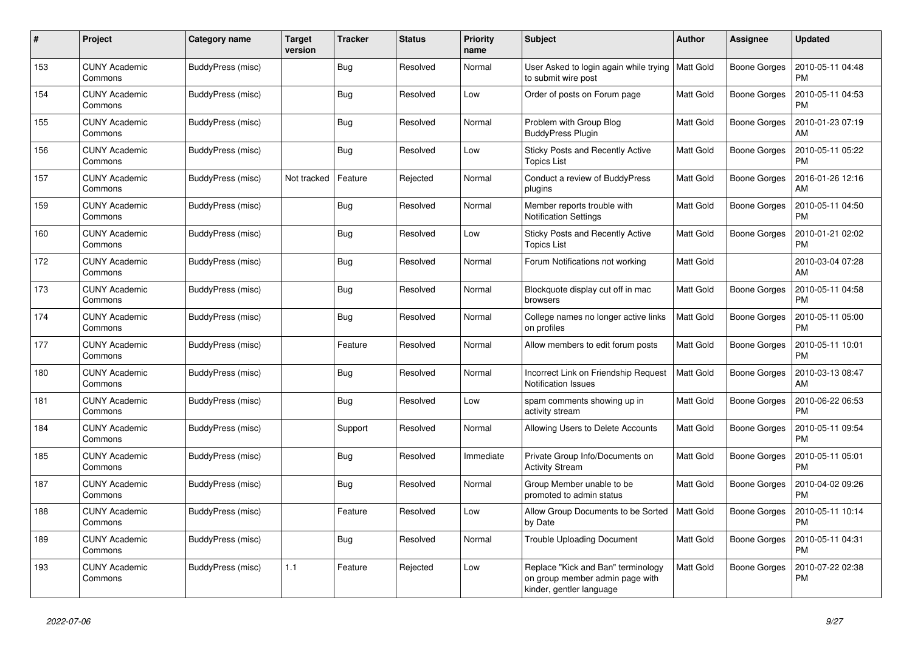| # | Project | Category name | Target version | Tracker | Status | Priority name | Subject | Author | Assignee | Updated |
|---|---|---|---|---|---|---|---|---|---|---|
| 153 | CUNY Academic Commons | BuddyPress (misc) | | Bug | Resolved | Normal | User Asked to login again while trying to submit wire post | Matt Gold | Boone Gorges | 2010-05-11 04:48 PM |
| 154 | CUNY Academic Commons | BuddyPress (misc) | | Bug | Resolved | Low | Order of posts on Forum page | Matt Gold | Boone Gorges | 2010-05-11 04:53 PM |
| 155 | CUNY Academic Commons | BuddyPress (misc) | | Bug | Resolved | Normal | Problem with Group Blog BuddyPress Plugin | Matt Gold | Boone Gorges | 2010-01-23 07:19 AM |
| 156 | CUNY Academic Commons | BuddyPress (misc) | | Bug | Resolved | Low | Sticky Posts and Recently Active Topics List | Matt Gold | Boone Gorges | 2010-05-11 05:22 PM |
| 157 | CUNY Academic Commons | BuddyPress (misc) | Not tracked | Feature | Rejected | Normal | Conduct a review of BuddyPress plugins | Matt Gold | Boone Gorges | 2016-01-26 12:16 AM |
| 159 | CUNY Academic Commons | BuddyPress (misc) | | Bug | Resolved | Normal | Member reports trouble with Notification Settings | Matt Gold | Boone Gorges | 2010-05-11 04:50 PM |
| 160 | CUNY Academic Commons | BuddyPress (misc) | | Bug | Resolved | Low | Sticky Posts and Recently Active Topics List | Matt Gold | Boone Gorges | 2010-01-21 02:02 PM |
| 172 | CUNY Academic Commons | BuddyPress (misc) | | Bug | Resolved | Normal | Forum Notifications not working | Matt Gold | | 2010-03-04 07:28 AM |
| 173 | CUNY Academic Commons | BuddyPress (misc) | | Bug | Resolved | Normal | Blockquote display cut off in mac browsers | Matt Gold | Boone Gorges | 2010-05-11 04:58 PM |
| 174 | CUNY Academic Commons | BuddyPress (misc) | | Bug | Resolved | Normal | College names no longer active links on profiles | Matt Gold | Boone Gorges | 2010-05-11 05:00 PM |
| 177 | CUNY Academic Commons | BuddyPress (misc) | | Feature | Resolved | Normal | Allow members to edit forum posts | Matt Gold | Boone Gorges | 2010-05-11 10:01 PM |
| 180 | CUNY Academic Commons | BuddyPress (misc) | | Bug | Resolved | Normal | Incorrect Link on Friendship Request Notification Issues | Matt Gold | Boone Gorges | 2010-03-13 08:47 AM |
| 181 | CUNY Academic Commons | BuddyPress (misc) | | Bug | Resolved | Low | spam comments showing up in activity stream | Matt Gold | Boone Gorges | 2010-06-22 06:53 PM |
| 184 | CUNY Academic Commons | BuddyPress (misc) | | Support | Resolved | Normal | Allowing Users to Delete Accounts | Matt Gold | Boone Gorges | 2010-05-11 09:54 PM |
| 185 | CUNY Academic Commons | BuddyPress (misc) | | Bug | Resolved | Immediate | Private Group Info/Documents on Activity Stream | Matt Gold | Boone Gorges | 2010-05-11 05:01 PM |
| 187 | CUNY Academic Commons | BuddyPress (misc) | | Bug | Resolved | Normal | Group Member unable to be promoted to admin status | Matt Gold | Boone Gorges | 2010-04-02 09:26 PM |
| 188 | CUNY Academic Commons | BuddyPress (misc) | | Feature | Resolved | Low | Allow Group Documents to be Sorted by Date | Matt Gold | Boone Gorges | 2010-05-11 10:14 PM |
| 189 | CUNY Academic Commons | BuddyPress (misc) | | Bug | Resolved | Normal | Trouble Uploading Document | Matt Gold | Boone Gorges | 2010-05-11 04:31 PM |
| 193 | CUNY Academic Commons | BuddyPress (misc) | 1.1 | Feature | Rejected | Low | Replace "Kick and Ban" terminology on group member admin page with kinder, gentler language | Matt Gold | Boone Gorges | 2010-07-22 02:38 PM |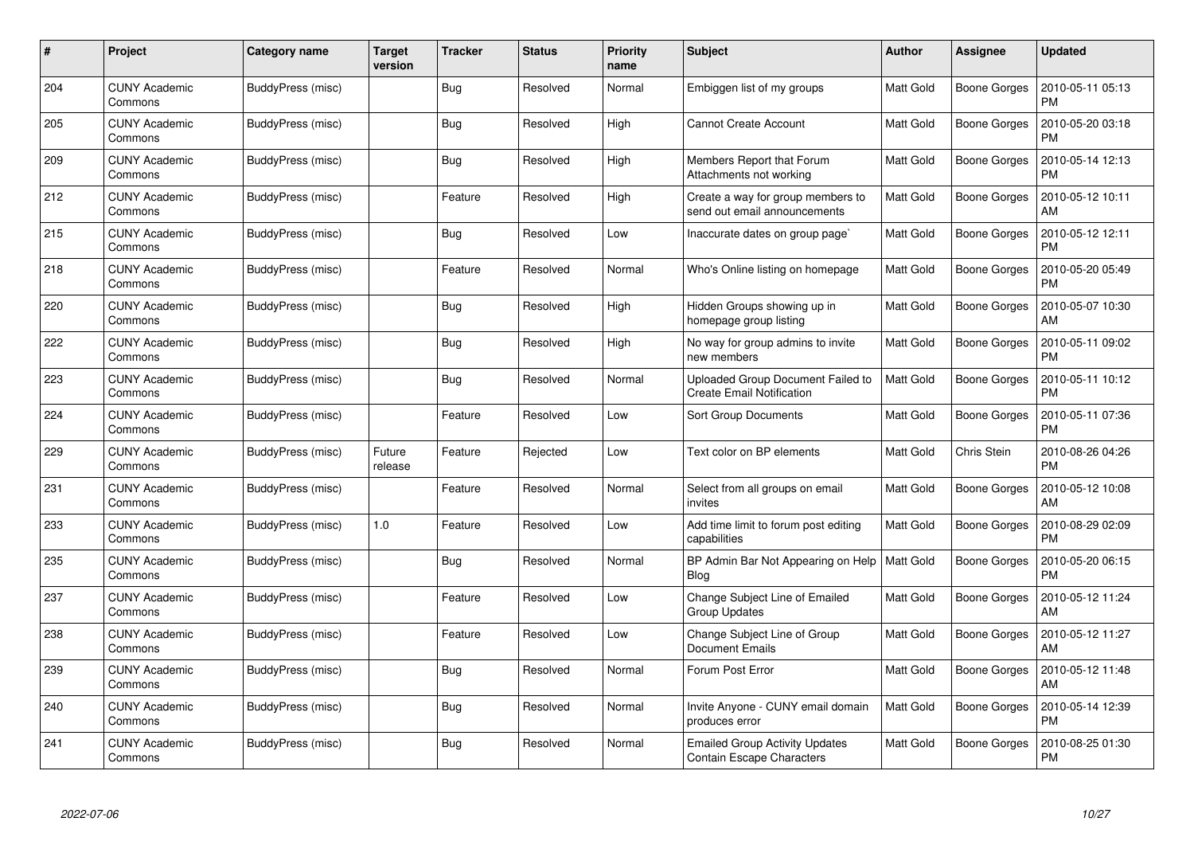| # | Project | Category name | Target version | Tracker | Status | Priority name | Subject | Author | Assignee | Updated |
|---|---|---|---|---|---|---|---|---|---|---|
| 204 | CUNY Academic Commons | BuddyPress (misc) | | Bug | Resolved | Normal | Embiggen list of my groups | Matt Gold | Boone Gorges | 2010-05-11 05:13 PM |
| 205 | CUNY Academic Commons | BuddyPress (misc) | | Bug | Resolved | High | Cannot Create Account | Matt Gold | Boone Gorges | 2010-05-20 03:18 PM |
| 209 | CUNY Academic Commons | BuddyPress (misc) | | Bug | Resolved | High | Members Report that Forum Attachments not working | Matt Gold | Boone Gorges | 2010-05-14 12:13 PM |
| 212 | CUNY Academic Commons | BuddyPress (misc) | | Feature | Resolved | High | Create a way for group members to send out email announcements | Matt Gold | Boone Gorges | 2010-05-12 10:11 AM |
| 215 | CUNY Academic Commons | BuddyPress (misc) | | Bug | Resolved | Low | Inaccurate dates on group page` | Matt Gold | Boone Gorges | 2010-05-12 12:11 PM |
| 218 | CUNY Academic Commons | BuddyPress (misc) | | Feature | Resolved | Normal | Who's Online listing on homepage | Matt Gold | Boone Gorges | 2010-05-20 05:49 PM |
| 220 | CUNY Academic Commons | BuddyPress (misc) | | Bug | Resolved | High | Hidden Groups showing up in homepage group listing | Matt Gold | Boone Gorges | 2010-05-07 10:30 AM |
| 222 | CUNY Academic Commons | BuddyPress (misc) | | Bug | Resolved | High | No way for group admins to invite new members | Matt Gold | Boone Gorges | 2010-05-11 09:02 PM |
| 223 | CUNY Academic Commons | BuddyPress (misc) | | Bug | Resolved | Normal | Uploaded Group Document Failed to Create Email Notification | Matt Gold | Boone Gorges | 2010-05-11 10:12 PM |
| 224 | CUNY Academic Commons | BuddyPress (misc) | | Feature | Resolved | Low | Sort Group Documents | Matt Gold | Boone Gorges | 2010-05-11 07:36 PM |
| 229 | CUNY Academic Commons | BuddyPress (misc) | Future release | Feature | Rejected | Low | Text color on BP elements | Matt Gold | Chris Stein | 2010-08-26 04:26 PM |
| 231 | CUNY Academic Commons | BuddyPress (misc) | | Feature | Resolved | Normal | Select from all groups on email invites | Matt Gold | Boone Gorges | 2010-05-12 10:08 AM |
| 233 | CUNY Academic Commons | BuddyPress (misc) | 1.0 | Feature | Resolved | Low | Add time limit to forum post editing capabilities | Matt Gold | Boone Gorges | 2010-08-29 02:09 PM |
| 235 | CUNY Academic Commons | BuddyPress (misc) | | Bug | Resolved | Normal | BP Admin Bar Not Appearing on Help Blog | Matt Gold | Boone Gorges | 2010-05-20 06:15 PM |
| 237 | CUNY Academic Commons | BuddyPress (misc) | | Feature | Resolved | Low | Change Subject Line of Emailed Group Updates | Matt Gold | Boone Gorges | 2010-05-12 11:24 AM |
| 238 | CUNY Academic Commons | BuddyPress (misc) | | Feature | Resolved | Low | Change Subject Line of Group Document Emails | Matt Gold | Boone Gorges | 2010-05-12 11:27 AM |
| 239 | CUNY Academic Commons | BuddyPress (misc) | | Bug | Resolved | Normal | Forum Post Error | Matt Gold | Boone Gorges | 2010-05-12 11:48 AM |
| 240 | CUNY Academic Commons | BuddyPress (misc) | | Bug | Resolved | Normal | Invite Anyone - CUNY email domain produces error | Matt Gold | Boone Gorges | 2010-05-14 12:39 PM |
| 241 | CUNY Academic Commons | BuddyPress (misc) | | Bug | Resolved | Normal | Emailed Group Activity Updates Contain Escape Characters | Matt Gold | Boone Gorges | 2010-08-25 01:30 PM |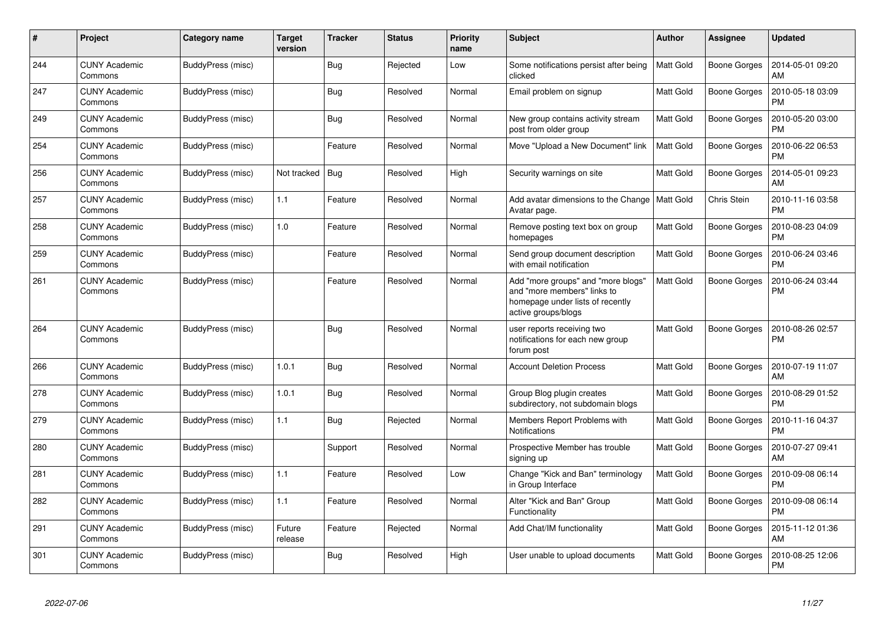| # | Project | Category name | Target version | Tracker | Status | Priority name | Subject | Author | Assignee | Updated |
|---|---|---|---|---|---|---|---|---|---|---|
| 244 | CUNY Academic Commons | BuddyPress (misc) | | Bug | Rejected | Low | Some notifications persist after being clicked | Matt Gold | Boone Gorges | 2014-05-01 09:20 AM |
| 247 | CUNY Academic Commons | BuddyPress (misc) | | Bug | Resolved | Normal | Email problem on signup | Matt Gold | Boone Gorges | 2010-05-18 03:09 PM |
| 249 | CUNY Academic Commons | BuddyPress (misc) | | Bug | Resolved | Normal | New group contains activity stream post from older group | Matt Gold | Boone Gorges | 2010-05-20 03:00 PM |
| 254 | CUNY Academic Commons | BuddyPress (misc) | | Feature | Resolved | Normal | Move "Upload a New Document" link | Matt Gold | Boone Gorges | 2010-06-22 06:53 PM |
| 256 | CUNY Academic Commons | BuddyPress (misc) | Not tracked | Bug | Resolved | High | Security warnings on site | Matt Gold | Boone Gorges | 2014-05-01 09:23 AM |
| 257 | CUNY Academic Commons | BuddyPress (misc) | 1.1 | Feature | Resolved | Normal | Add avatar dimensions to the Change Avatar page. | Matt Gold | Chris Stein | 2010-11-16 03:58 PM |
| 258 | CUNY Academic Commons | BuddyPress (misc) | 1.0 | Feature | Resolved | Normal | Remove posting text box on group homepages | Matt Gold | Boone Gorges | 2010-08-23 04:09 PM |
| 259 | CUNY Academic Commons | BuddyPress (misc) | | Feature | Resolved | Normal | Send group document description with email notification | Matt Gold | Boone Gorges | 2010-06-24 03:46 PM |
| 261 | CUNY Academic Commons | BuddyPress (misc) | | Feature | Resolved | Normal | Add "more groups" and "more blogs" and "more members" links to homepage under lists of recently active groups/blogs | Matt Gold | Boone Gorges | 2010-06-24 03:44 PM |
| 264 | CUNY Academic Commons | BuddyPress (misc) | | Bug | Resolved | Normal | user reports receiving two notifications for each new group forum post | Matt Gold | Boone Gorges | 2010-08-26 02:57 PM |
| 266 | CUNY Academic Commons | BuddyPress (misc) | 1.0.1 | Bug | Resolved | Normal | Account Deletion Process | Matt Gold | Boone Gorges | 2010-07-19 11:07 AM |
| 278 | CUNY Academic Commons | BuddyPress (misc) | 1.0.1 | Bug | Resolved | Normal | Group Blog plugin creates subdirectory, not subdomain blogs | Matt Gold | Boone Gorges | 2010-08-29 01:52 PM |
| 279 | CUNY Academic Commons | BuddyPress (misc) | 1.1 | Bug | Rejected | Normal | Members Report Problems with Notifications | Matt Gold | Boone Gorges | 2010-11-16 04:37 PM |
| 280 | CUNY Academic Commons | BuddyPress (misc) | | Support | Resolved | Normal | Prospective Member has trouble signing up | Matt Gold | Boone Gorges | 2010-07-27 09:41 AM |
| 281 | CUNY Academic Commons | BuddyPress (misc) | 1.1 | Feature | Resolved | Low | Change "Kick and Ban" terminology in Group Interface | Matt Gold | Boone Gorges | 2010-09-08 06:14 PM |
| 282 | CUNY Academic Commons | BuddyPress (misc) | 1.1 | Feature | Resolved | Normal | Alter "Kick and Ban" Group Functionality | Matt Gold | Boone Gorges | 2010-09-08 06:14 PM |
| 291 | CUNY Academic Commons | BuddyPress (misc) | Future release | Feature | Rejected | Normal | Add Chat/IM functionality | Matt Gold | Boone Gorges | 2015-11-12 01:36 AM |
| 301 | CUNY Academic Commons | BuddyPress (misc) | | Bug | Resolved | High | User unable to upload documents | Matt Gold | Boone Gorges | 2010-08-25 12:06 PM |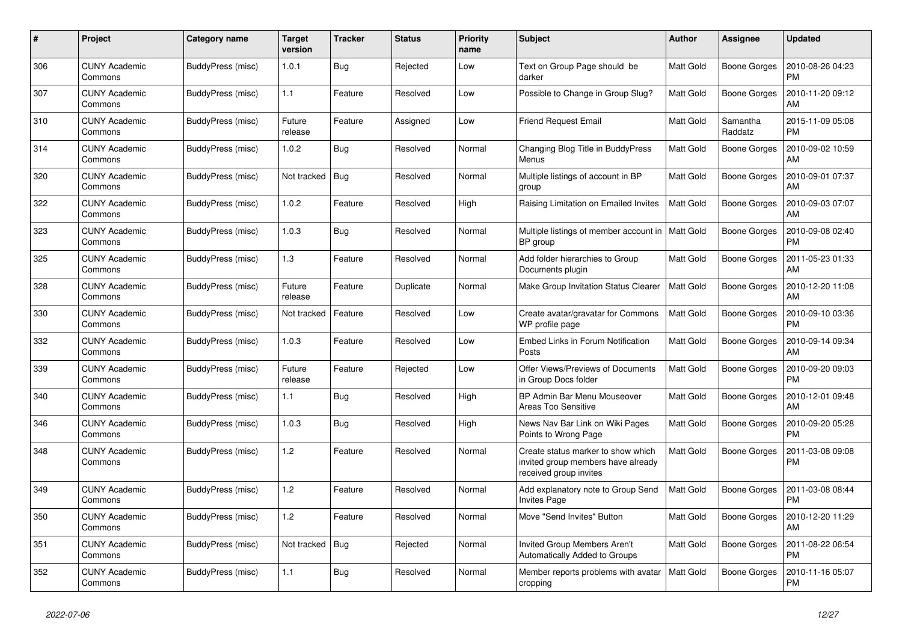| # | Project | Category name | Target version | Tracker | Status | Priority name | Subject | Author | Assignee | Updated |
|---|---|---|---|---|---|---|---|---|---|---|
| 306 | CUNY Academic Commons | BuddyPress (misc) | 1.0.1 | Bug | Rejected | Low | Text on Group Page should be darker | Matt Gold | Boone Gorges | 2010-08-26 04:23 PM |
| 307 | CUNY Academic Commons | BuddyPress (misc) | 1.1 | Feature | Resolved | Low | Possible to Change in Group Slug? | Matt Gold | Boone Gorges | 2010-11-20 09:12 AM |
| 310 | CUNY Academic Commons | BuddyPress (misc) | Future release | Feature | Assigned | Low | Friend Request Email | Matt Gold | Samantha Raddatz | 2015-11-09 05:08 PM |
| 314 | CUNY Academic Commons | BuddyPress (misc) | 1.0.2 | Bug | Resolved | Normal | Changing Blog Title in BuddyPress Menus | Matt Gold | Boone Gorges | 2010-09-02 10:59 AM |
| 320 | CUNY Academic Commons | BuddyPress (misc) | Not tracked | Bug | Resolved | Normal | Multiple listings of account in BP group | Matt Gold | Boone Gorges | 2010-09-01 07:37 AM |
| 322 | CUNY Academic Commons | BuddyPress (misc) | 1.0.2 | Feature | Resolved | High | Raising Limitation on Emailed Invites | Matt Gold | Boone Gorges | 2010-09-03 07:07 AM |
| 323 | CUNY Academic Commons | BuddyPress (misc) | 1.0.3 | Bug | Resolved | Normal | Multiple listings of member account in BP group | Matt Gold | Boone Gorges | 2010-09-08 02:40 PM |
| 325 | CUNY Academic Commons | BuddyPress (misc) | 1.3 | Feature | Resolved | Normal | Add folder hierarchies to Group Documents plugin | Matt Gold | Boone Gorges | 2011-05-23 01:33 AM |
| 328 | CUNY Academic Commons | BuddyPress (misc) | Future release | Feature | Duplicate | Normal | Make Group Invitation Status Clearer | Matt Gold | Boone Gorges | 2010-12-20 11:08 AM |
| 330 | CUNY Academic Commons | BuddyPress (misc) | Not tracked | Feature | Resolved | Low | Create avatar/gravatar for Commons WP profile page | Matt Gold | Boone Gorges | 2010-09-10 03:36 PM |
| 332 | CUNY Academic Commons | BuddyPress (misc) | 1.0.3 | Feature | Resolved | Low | Embed Links in Forum Notification Posts | Matt Gold | Boone Gorges | 2010-09-14 09:34 AM |
| 339 | CUNY Academic Commons | BuddyPress (misc) | Future release | Feature | Rejected | Low | Offer Views/Previews of Documents in Group Docs folder | Matt Gold | Boone Gorges | 2010-09-20 09:03 PM |
| 340 | CUNY Academic Commons | BuddyPress (misc) | 1.1 | Bug | Resolved | High | BP Admin Bar Menu Mouseover Areas Too Sensitive | Matt Gold | Boone Gorges | 2010-12-01 09:48 AM |
| 346 | CUNY Academic Commons | BuddyPress (misc) | 1.0.3 | Bug | Resolved | High | News Nav Bar Link on Wiki Pages Points to Wrong Page | Matt Gold | Boone Gorges | 2010-09-20 05:28 PM |
| 348 | CUNY Academic Commons | BuddyPress (misc) | 1.2 | Feature | Resolved | Normal | Create status marker to show which invited group members have already received group invites | Matt Gold | Boone Gorges | 2011-03-08 09:08 PM |
| 349 | CUNY Academic Commons | BuddyPress (misc) | 1.2 | Feature | Resolved | Normal | Add explanatory note to Group Send Invites Page | Matt Gold | Boone Gorges | 2011-03-08 08:44 PM |
| 350 | CUNY Academic Commons | BuddyPress (misc) | 1.2 | Feature | Resolved | Normal | Move "Send Invites" Button | Matt Gold | Boone Gorges | 2010-12-20 11:29 AM |
| 351 | CUNY Academic Commons | BuddyPress (misc) | Not tracked | Bug | Rejected | Normal | Invited Group Members Aren't Automatically Added to Groups | Matt Gold | Boone Gorges | 2011-08-22 06:54 PM |
| 352 | CUNY Academic Commons | BuddyPress (misc) | 1.1 | Bug | Resolved | Normal | Member reports problems with avatar cropping | Matt Gold | Boone Gorges | 2010-11-16 05:07 PM |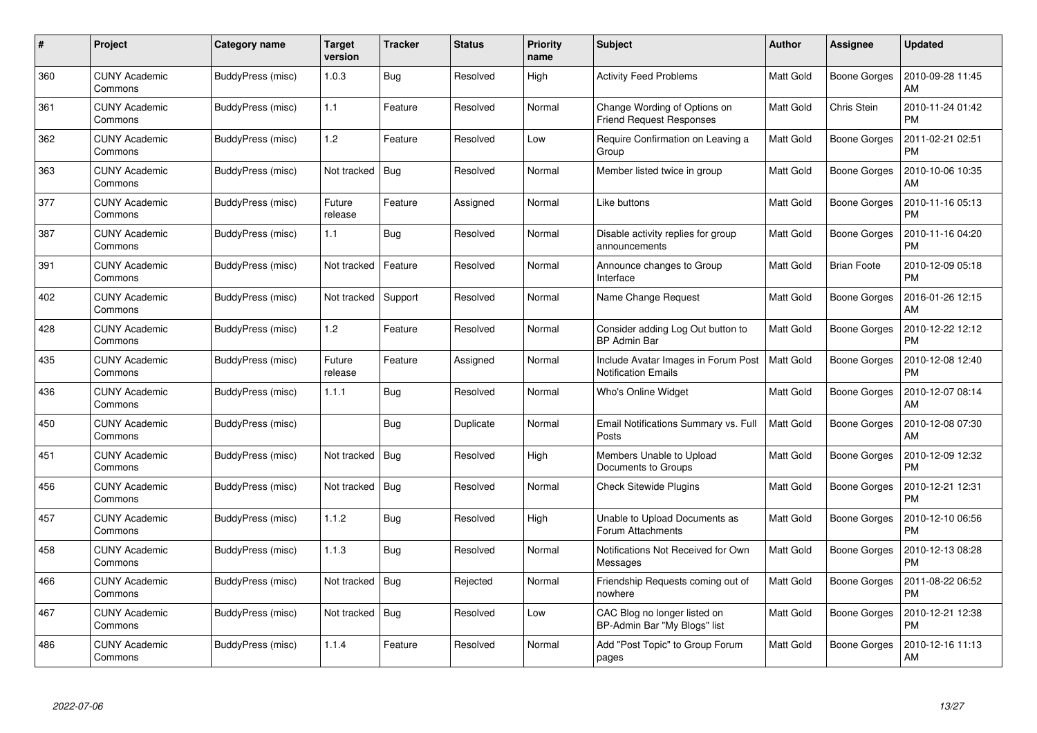| # | Project | Category name | Target version | Tracker | Status | Priority name | Subject | Author | Assignee | Updated |
|---|---|---|---|---|---|---|---|---|---|---|
| 360 | CUNY Academic Commons | BuddyPress (misc) | 1.0.3 | Bug | Resolved | High | Activity Feed Problems | Matt Gold | Boone Gorges | 2010-09-28 11:45 AM |
| 361 | CUNY Academic Commons | BuddyPress (misc) | 1.1 | Feature | Resolved | Normal | Change Wording of Options on Friend Request Responses | Matt Gold | Chris Stein | 2010-11-24 01:42 PM |
| 362 | CUNY Academic Commons | BuddyPress (misc) | 1.2 | Feature | Resolved | Low | Require Confirmation on Leaving a Group | Matt Gold | Boone Gorges | 2011-02-21 02:51 PM |
| 363 | CUNY Academic Commons | BuddyPress (misc) | Not tracked | Bug | Resolved | Normal | Member listed twice in group | Matt Gold | Boone Gorges | 2010-10-06 10:35 AM |
| 377 | CUNY Academic Commons | BuddyPress (misc) | Future release | Feature | Assigned | Normal | Like buttons | Matt Gold | Boone Gorges | 2010-11-16 05:13 PM |
| 387 | CUNY Academic Commons | BuddyPress (misc) | 1.1 | Bug | Resolved | Normal | Disable activity replies for group announcements | Matt Gold | Boone Gorges | 2010-11-16 04:20 PM |
| 391 | CUNY Academic Commons | BuddyPress (misc) | Not tracked | Feature | Resolved | Normal | Announce changes to Group Interface | Matt Gold | Brian Foote | 2010-12-09 05:18 PM |
| 402 | CUNY Academic Commons | BuddyPress (misc) | Not tracked | Support | Resolved | Normal | Name Change Request | Matt Gold | Boone Gorges | 2016-01-26 12:15 AM |
| 428 | CUNY Academic Commons | BuddyPress (misc) | 1.2 | Feature | Resolved | Normal | Consider adding Log Out button to BP Admin Bar | Matt Gold | Boone Gorges | 2010-12-22 12:12 PM |
| 435 | CUNY Academic Commons | BuddyPress (misc) | Future release | Feature | Assigned | Normal | Include Avatar Images in Forum Post Notification Emails | Matt Gold | Boone Gorges | 2010-12-08 12:40 PM |
| 436 | CUNY Academic Commons | BuddyPress (misc) | 1.1.1 | Bug | Resolved | Normal | Who's Online Widget | Matt Gold | Boone Gorges | 2010-12-07 08:14 AM |
| 450 | CUNY Academic Commons | BuddyPress (misc) | | Bug | Duplicate | Normal | Email Notifications Summary vs. Full Posts | Matt Gold | Boone Gorges | 2010-12-08 07:30 AM |
| 451 | CUNY Academic Commons | BuddyPress (misc) | Not tracked | Bug | Resolved | High | Members Unable to Upload Documents to Groups | Matt Gold | Boone Gorges | 2010-12-09 12:32 PM |
| 456 | CUNY Academic Commons | BuddyPress (misc) | Not tracked | Bug | Resolved | Normal | Check Sitewide Plugins | Matt Gold | Boone Gorges | 2010-12-21 12:31 PM |
| 457 | CUNY Academic Commons | BuddyPress (misc) | 1.1.2 | Bug | Resolved | High | Unable to Upload Documents as Forum Attachments | Matt Gold | Boone Gorges | 2010-12-10 06:56 PM |
| 458 | CUNY Academic Commons | BuddyPress (misc) | 1.1.3 | Bug | Resolved | Normal | Notifications Not Received for Own Messages | Matt Gold | Boone Gorges | 2010-12-13 08:28 PM |
| 466 | CUNY Academic Commons | BuddyPress (misc) | Not tracked | Bug | Rejected | Normal | Friendship Requests coming out of nowhere | Matt Gold | Boone Gorges | 2011-08-22 06:52 PM |
| 467 | CUNY Academic Commons | BuddyPress (misc) | Not tracked | Bug | Resolved | Low | CAC Blog no longer listed on BP-Admin Bar "My Blogs" list | Matt Gold | Boone Gorges | 2010-12-21 12:38 PM |
| 486 | CUNY Academic Commons | BuddyPress (misc) | 1.1.4 | Feature | Resolved | Normal | Add "Post Topic" to Group Forum pages | Matt Gold | Boone Gorges | 2010-12-16 11:13 AM |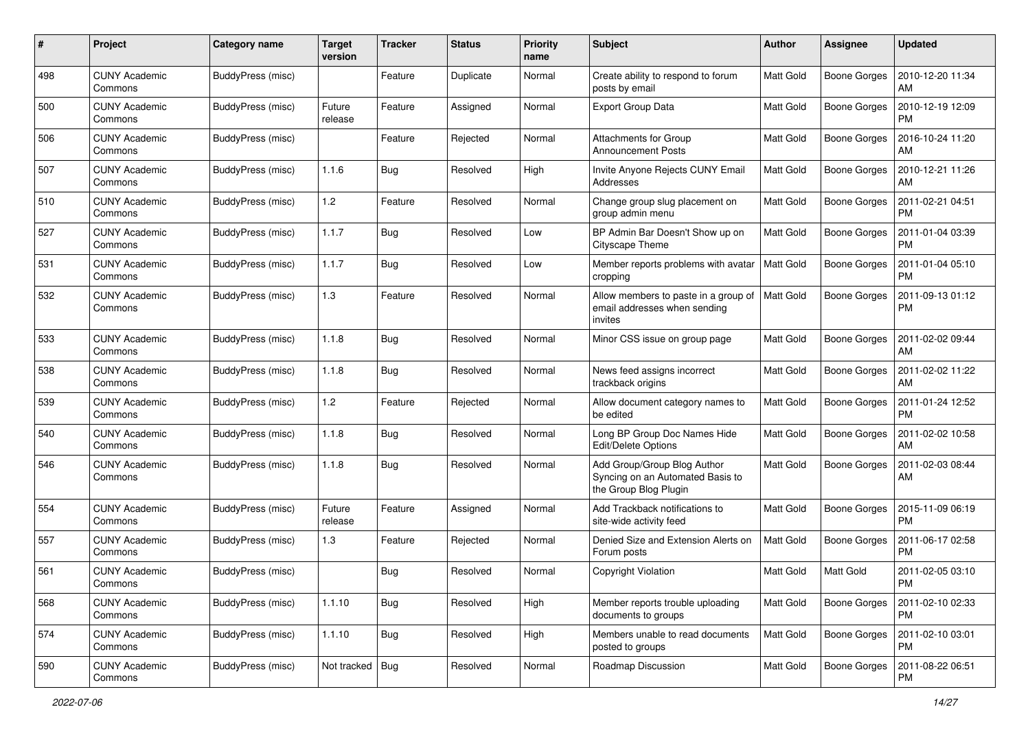| # | Project | Category name | Target version | Tracker | Status | Priority name | Subject | Author | Assignee | Updated |
|---|---|---|---|---|---|---|---|---|---|---|
| 498 | CUNY Academic Commons | BuddyPress (misc) | | Feature | Duplicate | Normal | Create ability to respond to forum posts by email | Matt Gold | Boone Gorges | 2010-12-20 11:34 AM |
| 500 | CUNY Academic Commons | BuddyPress (misc) | Future release | Feature | Assigned | Normal | Export Group Data | Matt Gold | Boone Gorges | 2010-12-19 12:09 PM |
| 506 | CUNY Academic Commons | BuddyPress (misc) | | Feature | Rejected | Normal | Attachments for Group Announcement Posts | Matt Gold | Boone Gorges | 2016-10-24 11:20 AM |
| 507 | CUNY Academic Commons | BuddyPress (misc) | 1.1.6 | Bug | Resolved | High | Invite Anyone Rejects CUNY Email Addresses | Matt Gold | Boone Gorges | 2010-12-21 11:26 AM |
| 510 | CUNY Academic Commons | BuddyPress (misc) | 1.2 | Feature | Resolved | Normal | Change group slug placement on group admin menu | Matt Gold | Boone Gorges | 2011-02-21 04:51 PM |
| 527 | CUNY Academic Commons | BuddyPress (misc) | 1.1.7 | Bug | Resolved | Low | BP Admin Bar Doesn't Show up on Cityscape Theme | Matt Gold | Boone Gorges | 2011-01-04 03:39 PM |
| 531 | CUNY Academic Commons | BuddyPress (misc) | 1.1.7 | Bug | Resolved | Low | Member reports problems with avatar cropping | Matt Gold | Boone Gorges | 2011-01-04 05:10 PM |
| 532 | CUNY Academic Commons | BuddyPress (misc) | 1.3 | Feature | Resolved | Normal | Allow members to paste in a group of email addresses when sending invites | Matt Gold | Boone Gorges | 2011-09-13 01:12 PM |
| 533 | CUNY Academic Commons | BuddyPress (misc) | 1.1.8 | Bug | Resolved | Normal | Minor CSS issue on group page | Matt Gold | Boone Gorges | 2011-02-02 09:44 AM |
| 538 | CUNY Academic Commons | BuddyPress (misc) | 1.1.8 | Bug | Resolved | Normal | News feed assigns incorrect trackback origins | Matt Gold | Boone Gorges | 2011-02-02 11:22 AM |
| 539 | CUNY Academic Commons | BuddyPress (misc) | 1.2 | Feature | Rejected | Normal | Allow document category names to be edited | Matt Gold | Boone Gorges | 2011-01-24 12:52 PM |
| 540 | CUNY Academic Commons | BuddyPress (misc) | 1.1.8 | Bug | Resolved | Normal | Long BP Group Doc Names Hide Edit/Delete Options | Matt Gold | Boone Gorges | 2011-02-02 10:58 AM |
| 546 | CUNY Academic Commons | BuddyPress (misc) | 1.1.8 | Bug | Resolved | Normal | Add Group/Group Blog Author Syncing on an Automated Basis to the Group Blog Plugin | Matt Gold | Boone Gorges | 2011-02-03 08:44 AM |
| 554 | CUNY Academic Commons | BuddyPress (misc) | Future release | Feature | Assigned | Normal | Add Trackback notifications to site-wide activity feed | Matt Gold | Boone Gorges | 2015-11-09 06:19 PM |
| 557 | CUNY Academic Commons | BuddyPress (misc) | 1.3 | Feature | Rejected | Normal | Denied Size and Extension Alerts on Forum posts | Matt Gold | Boone Gorges | 2011-06-17 02:58 PM |
| 561 | CUNY Academic Commons | BuddyPress (misc) | | Bug | Resolved | Normal | Copyright Violation | Matt Gold | Matt Gold | 2011-02-05 03:10 PM |
| 568 | CUNY Academic Commons | BuddyPress (misc) | 1.1.10 | Bug | Resolved | High | Member reports trouble uploading documents to groups | Matt Gold | Boone Gorges | 2011-02-10 02:33 PM |
| 574 | CUNY Academic Commons | BuddyPress (misc) | 1.1.10 | Bug | Resolved | High | Members unable to read documents posted to groups | Matt Gold | Boone Gorges | 2011-02-10 03:01 PM |
| 590 | CUNY Academic Commons | BuddyPress (misc) | Not tracked | Bug | Resolved | Normal | Roadmap Discussion | Matt Gold | Boone Gorges | 2011-08-22 06:51 PM |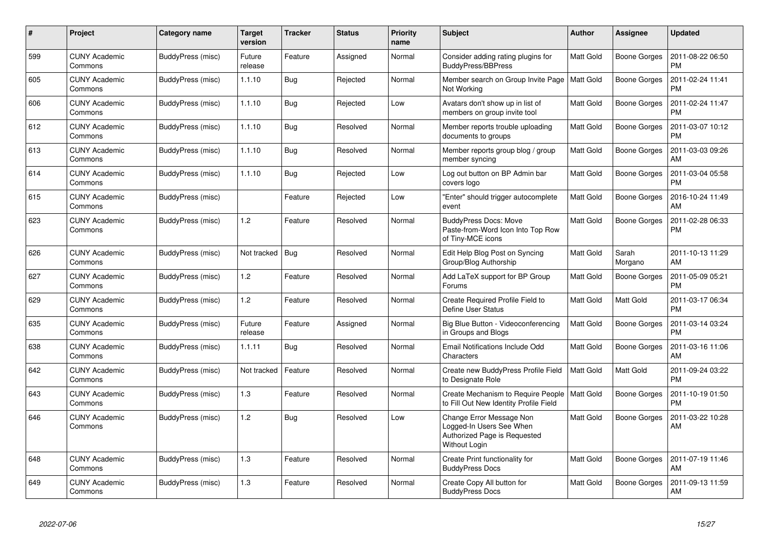| # | Project | Category name | Target version | Tracker | Status | Priority name | Subject | Author | Assignee | Updated |
|---|---|---|---|---|---|---|---|---|---|---|
| 599 | CUNY Academic Commons | BuddyPress (misc) | Future release | Feature | Assigned | Normal | Consider adding rating plugins for BuddyPress/BBPress | Matt Gold | Boone Gorges | 2011-08-22 06:50 PM |
| 605 | CUNY Academic Commons | BuddyPress (misc) | 1.1.10 | Bug | Rejected | Normal | Member search on Group Invite Page Not Working | Matt Gold | Boone Gorges | 2011-02-24 11:41 PM |
| 606 | CUNY Academic Commons | BuddyPress (misc) | 1.1.10 | Bug | Rejected | Low | Avatars don't show up in list of members on group invite tool | Matt Gold | Boone Gorges | 2011-02-24 11:47 PM |
| 612 | CUNY Academic Commons | BuddyPress (misc) | 1.1.10 | Bug | Resolved | Normal | Member reports trouble uploading documents to groups | Matt Gold | Boone Gorges | 2011-03-07 10:12 PM |
| 613 | CUNY Academic Commons | BuddyPress (misc) | 1.1.10 | Bug | Resolved | Normal | Member reports group blog / group member syncing | Matt Gold | Boone Gorges | 2011-03-03 09:26 AM |
| 614 | CUNY Academic Commons | BuddyPress (misc) | 1.1.10 | Bug | Rejected | Low | Log out button on BP Admin bar covers logo | Matt Gold | Boone Gorges | 2011-03-04 05:58 PM |
| 615 | CUNY Academic Commons | BuddyPress (misc) | | Feature | Rejected | Low | "Enter" should trigger autocomplete event | Matt Gold | Boone Gorges | 2016-10-24 11:49 AM |
| 623 | CUNY Academic Commons | BuddyPress (misc) | 1.2 | Feature | Resolved | Normal | BuddyPress Docs: Move Paste-from-Word Icon Into Top Row of Tiny-MCE icons | Matt Gold | Boone Gorges | 2011-02-28 06:33 PM |
| 626 | CUNY Academic Commons | BuddyPress (misc) | Not tracked | Bug | Resolved | Normal | Edit Help Blog Post on Syncing Group/Blog Authorship | Matt Gold | Sarah Morgano | 2011-10-13 11:29 AM |
| 627 | CUNY Academic Commons | BuddyPress (misc) | 1.2 | Feature | Resolved | Normal | Add LaTeX support for BP Group Forums | Matt Gold | Boone Gorges | 2011-05-09 05:21 PM |
| 629 | CUNY Academic Commons | BuddyPress (misc) | 1.2 | Feature | Resolved | Normal | Create Required Profile Field to Define User Status | Matt Gold | Matt Gold | 2011-03-17 06:34 PM |
| 635 | CUNY Academic Commons | BuddyPress (misc) | Future release | Feature | Assigned | Normal | Big Blue Button - Videoconferencing in Groups and Blogs | Matt Gold | Boone Gorges | 2011-03-14 03:24 PM |
| 638 | CUNY Academic Commons | BuddyPress (misc) | 1.1.11 | Bug | Resolved | Normal | Email Notifications Include Odd Characters | Matt Gold | Boone Gorges | 2011-03-16 11:06 AM |
| 642 | CUNY Academic Commons | BuddyPress (misc) | Not tracked | Feature | Resolved | Normal | Create new BuddyPress Profile Field to Designate Role | Matt Gold | Matt Gold | 2011-09-24 03:22 PM |
| 643 | CUNY Academic Commons | BuddyPress (misc) | 1.3 | Feature | Resolved | Normal | Create Mechanism to Require People to Fill Out New Identity Profile Field | Matt Gold | Boone Gorges | 2011-10-19 01:50 PM |
| 646 | CUNY Academic Commons | BuddyPress (misc) | 1.2 | Bug | Resolved | Low | Change Error Message Non Logged-In Users See When Authorized Page is Requested Without Login | Matt Gold | Boone Gorges | 2011-03-22 10:28 AM |
| 648 | CUNY Academic Commons | BuddyPress (misc) | 1.3 | Feature | Resolved | Normal | Create Print functionality for BuddyPress Docs | Matt Gold | Boone Gorges | 2011-07-19 11:46 AM |
| 649 | CUNY Academic Commons | BuddyPress (misc) | 1.3 | Feature | Resolved | Normal | Create Copy All button for BuddyPress Docs | Matt Gold | Boone Gorges | 2011-09-13 11:59 AM |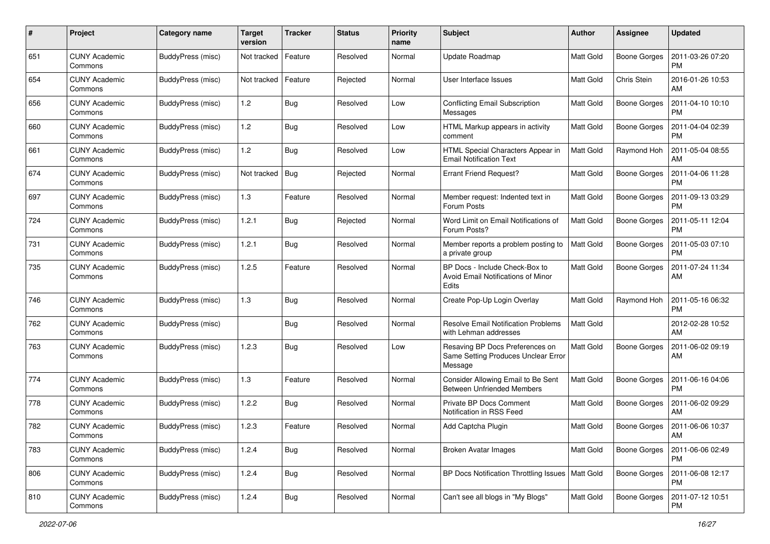| # | Project | Category name | Target version | Tracker | Status | Priority name | Subject | Author | Assignee | Updated |
|---|---|---|---|---|---|---|---|---|---|---|
| 651 | CUNY Academic Commons | BuddyPress (misc) | Not tracked | Feature | Resolved | Normal | Update Roadmap | Matt Gold | Boone Gorges | 2011-03-26 07:20 PM |
| 654 | CUNY Academic Commons | BuddyPress (misc) | Not tracked | Feature | Rejected | Normal | User Interface Issues | Matt Gold | Chris Stein | 2016-01-26 10:53 AM |
| 656 | CUNY Academic Commons | BuddyPress (misc) | 1.2 | Bug | Resolved | Low | Conflicting Email Subscription Messages | Matt Gold | Boone Gorges | 2011-04-10 10:10 PM |
| 660 | CUNY Academic Commons | BuddyPress (misc) | 1.2 | Bug | Resolved | Low | HTML Markup appears in activity comment | Matt Gold | Boone Gorges | 2011-04-04 02:39 PM |
| 661 | CUNY Academic Commons | BuddyPress (misc) | 1.2 | Bug | Resolved | Low | HTML Special Characters Appear in Email Notification Text | Matt Gold | Raymond Hoh | 2011-05-04 08:55 AM |
| 674 | CUNY Academic Commons | BuddyPress (misc) | Not tracked | Bug | Rejected | Normal | Errant Friend Request? | Matt Gold | Boone Gorges | 2011-04-06 11:28 PM |
| 697 | CUNY Academic Commons | BuddyPress (misc) | 1.3 | Feature | Resolved | Normal | Member request: Indented text in Forum Posts | Matt Gold | Boone Gorges | 2011-09-13 03:29 PM |
| 724 | CUNY Academic Commons | BuddyPress (misc) | 1.2.1 | Bug | Rejected | Normal | Word Limit on Email Notifications of Forum Posts? | Matt Gold | Boone Gorges | 2011-05-11 12:04 PM |
| 731 | CUNY Academic Commons | BuddyPress (misc) | 1.2.1 | Bug | Resolved | Normal | Member reports a problem posting to a private group | Matt Gold | Boone Gorges | 2011-05-03 07:10 PM |
| 735 | CUNY Academic Commons | BuddyPress (misc) | 1.2.5 | Feature | Resolved | Normal | BP Docs - Include Check-Box to Avoid Email Notifications of Minor Edits | Matt Gold | Boone Gorges | 2011-07-24 11:34 AM |
| 746 | CUNY Academic Commons | BuddyPress (misc) | 1.3 | Bug | Resolved | Normal | Create Pop-Up Login Overlay | Matt Gold | Raymond Hoh | 2011-05-16 06:32 PM |
| 762 | CUNY Academic Commons | BuddyPress (misc) | | Bug | Resolved | Normal | Resolve Email Notification Problems with Lehman addresses | Matt Gold | | 2012-02-28 10:52 AM |
| 763 | CUNY Academic Commons | BuddyPress (misc) | 1.2.3 | Bug | Resolved | Low | Resaving BP Docs Preferences on Same Setting Produces Unclear Error Message | Matt Gold | Boone Gorges | 2011-06-02 09:19 AM |
| 774 | CUNY Academic Commons | BuddyPress (misc) | 1.3 | Feature | Resolved | Normal | Consider Allowing Email to Be Sent Between Unfriended Members | Matt Gold | Boone Gorges | 2011-06-16 04:06 PM |
| 778 | CUNY Academic Commons | BuddyPress (misc) | 1.2.2 | Bug | Resolved | Normal | Private BP Docs Comment Notification in RSS Feed | Matt Gold | Boone Gorges | 2011-06-02 09:29 AM |
| 782 | CUNY Academic Commons | BuddyPress (misc) | 1.2.3 | Feature | Resolved | Normal | Add Captcha Plugin | Matt Gold | Boone Gorges | 2011-06-06 10:37 AM |
| 783 | CUNY Academic Commons | BuddyPress (misc) | 1.2.4 | Bug | Resolved | Normal | Broken Avatar Images | Matt Gold | Boone Gorges | 2011-06-06 02:49 PM |
| 806 | CUNY Academic Commons | BuddyPress (misc) | 1.2.4 | Bug | Resolved | Normal | BP Docs Notification Throttling Issues | Matt Gold | Boone Gorges | 2011-06-08 12:17 PM |
| 810 | CUNY Academic Commons | BuddyPress (misc) | 1.2.4 | Bug | Resolved | Normal | Can't see all blogs in "My Blogs" | Matt Gold | Boone Gorges | 2011-07-12 10:51 PM |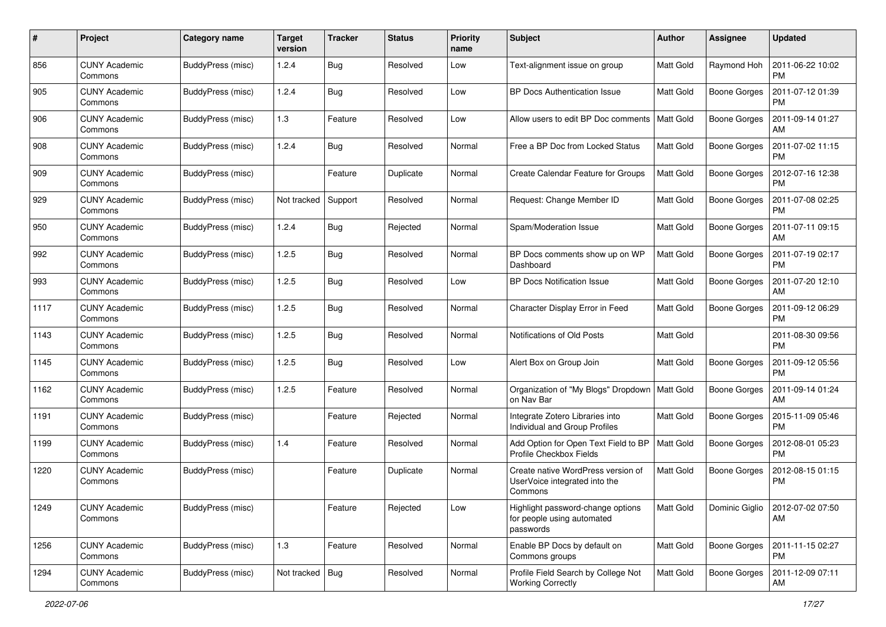| # | Project | Category name | Target version | Tracker | Status | Priority name | Subject | Author | Assignee | Updated |
| --- | --- | --- | --- | --- | --- | --- | --- | --- | --- | --- |
| 856 | CUNY Academic Commons | BuddyPress (misc) | 1.2.4 | Bug | Resolved | Low | Text-alignment issue on group | Matt Gold | Raymond Hoh | 2011-06-22 10:02 PM |
| 905 | CUNY Academic Commons | BuddyPress (misc) | 1.2.4 | Bug | Resolved | Low | BP Docs Authentication Issue | Matt Gold | Boone Gorges | 2011-07-12 01:39 PM |
| 906 | CUNY Academic Commons | BuddyPress (misc) | 1.3 | Feature | Resolved | Low | Allow users to edit BP Doc comments | Matt Gold | Boone Gorges | 2011-09-14 01:27 AM |
| 908 | CUNY Academic Commons | BuddyPress (misc) | 1.2.4 | Bug | Resolved | Normal | Free a BP Doc from Locked Status | Matt Gold | Boone Gorges | 2011-07-02 11:15 PM |
| 909 | CUNY Academic Commons | BuddyPress (misc) | | Feature | Duplicate | Normal | Create Calendar Feature for Groups | Matt Gold | Boone Gorges | 2012-07-16 12:38 PM |
| 929 | CUNY Academic Commons | BuddyPress (misc) | Not tracked | Support | Resolved | Normal | Request: Change Member ID | Matt Gold | Boone Gorges | 2011-07-08 02:25 PM |
| 950 | CUNY Academic Commons | BuddyPress (misc) | 1.2.4 | Bug | Rejected | Normal | Spam/Moderation Issue | Matt Gold | Boone Gorges | 2011-07-11 09:15 AM |
| 992 | CUNY Academic Commons | BuddyPress (misc) | 1.2.5 | Bug | Resolved | Normal | BP Docs comments show up on WP Dashboard | Matt Gold | Boone Gorges | 2011-07-19 02:17 PM |
| 993 | CUNY Academic Commons | BuddyPress (misc) | 1.2.5 | Bug | Resolved | Low | BP Docs Notification Issue | Matt Gold | Boone Gorges | 2011-07-20 12:10 AM |
| 1117 | CUNY Academic Commons | BuddyPress (misc) | 1.2.5 | Bug | Resolved | Normal | Character Display Error in Feed | Matt Gold | Boone Gorges | 2011-09-12 06:29 PM |
| 1143 | CUNY Academic Commons | BuddyPress (misc) | 1.2.5 | Bug | Resolved | Normal | Notifications of Old Posts | Matt Gold | | 2011-08-30 09:56 PM |
| 1145 | CUNY Academic Commons | BuddyPress (misc) | 1.2.5 | Bug | Resolved | Low | Alert Box on Group Join | Matt Gold | Boone Gorges | 2011-09-12 05:56 PM |
| 1162 | CUNY Academic Commons | BuddyPress (misc) | 1.2.5 | Feature | Resolved | Normal | Organization of "My Blogs" Dropdown on Nav Bar | Matt Gold | Boone Gorges | 2011-09-14 01:24 AM |
| 1191 | CUNY Academic Commons | BuddyPress (misc) | | Feature | Rejected | Normal | Integrate Zotero Libraries into Individual and Group Profiles | Matt Gold | Boone Gorges | 2015-11-09 05:46 PM |
| 1199 | CUNY Academic Commons | BuddyPress (misc) | 1.4 | Feature | Resolved | Normal | Add Option for Open Text Field to BP Profile Checkbox Fields | Matt Gold | Boone Gorges | 2012-08-01 05:23 PM |
| 1220 | CUNY Academic Commons | BuddyPress (misc) | | Feature | Duplicate | Normal | Create native WordPress version of UserVoice integrated into the Commons | Matt Gold | Boone Gorges | 2012-08-15 01:15 PM |
| 1249 | CUNY Academic Commons | BuddyPress (misc) | | Feature | Rejected | Low | Highlight password-change options for people using automated passwords | Matt Gold | Dominic Giglio | 2012-07-02 07:50 AM |
| 1256 | CUNY Academic Commons | BuddyPress (misc) | 1.3 | Feature | Resolved | Normal | Enable BP Docs by default on Commons groups | Matt Gold | Boone Gorges | 2011-11-15 02:27 PM |
| 1294 | CUNY Academic Commons | BuddyPress (misc) | Not tracked | Bug | Resolved | Normal | Profile Field Search by College Not Working Correctly | Matt Gold | Boone Gorges | 2011-12-09 07:11 AM |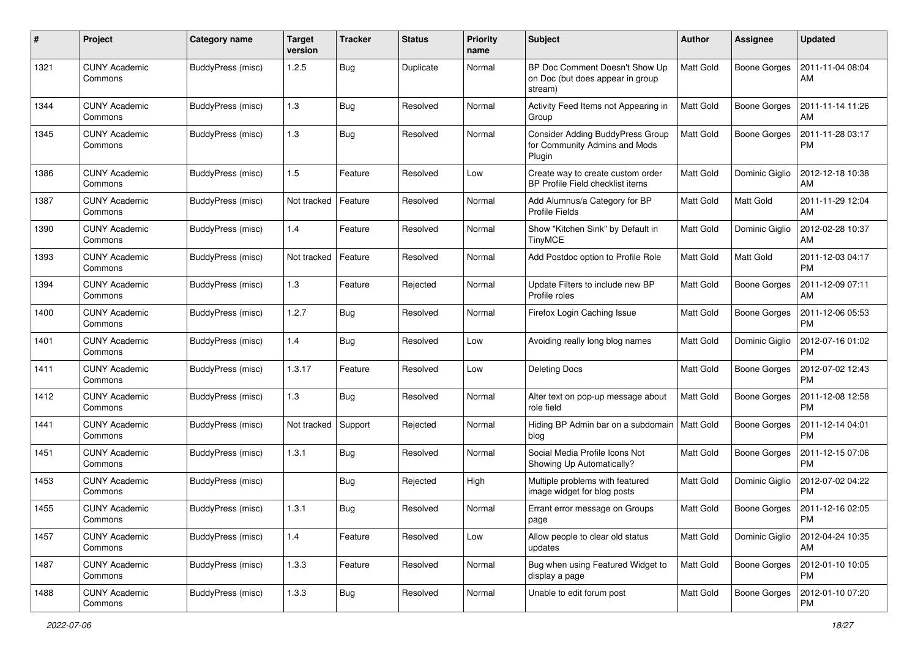| # | Project | Category name | Target version | Tracker | Status | Priority name | Subject | Author | Assignee | Updated |
|---|---|---|---|---|---|---|---|---|---|---|
| 1321 | CUNY Academic Commons | BuddyPress (misc) | 1.2.5 | Bug | Duplicate | Normal | BP Doc Comment Doesn't Show Up on Doc (but does appear in group stream) | Matt Gold | Boone Gorges | 2011-11-04 08:04 AM |
| 1344 | CUNY Academic Commons | BuddyPress (misc) | 1.3 | Bug | Resolved | Normal | Activity Feed Items not Appearing in Group | Matt Gold | Boone Gorges | 2011-11-14 11:26 AM |
| 1345 | CUNY Academic Commons | BuddyPress (misc) | 1.3 | Bug | Resolved | Normal | Consider Adding BuddyPress Group for Community Admins and Mods Plugin | Matt Gold | Boone Gorges | 2011-11-28 03:17 PM |
| 1386 | CUNY Academic Commons | BuddyPress (misc) | 1.5 | Feature | Resolved | Low | Create way to create custom order BP Profile Field checklist items | Matt Gold | Dominic Giglio | 2012-12-18 10:38 AM |
| 1387 | CUNY Academic Commons | BuddyPress (misc) | Not tracked | Feature | Resolved | Normal | Add Alumnus/a Category for BP Profile Fields | Matt Gold | Matt Gold | 2011-11-29 12:04 AM |
| 1390 | CUNY Academic Commons | BuddyPress (misc) | 1.4 | Feature | Resolved | Normal | Show "Kitchen Sink" by Default in TinyMCE | Matt Gold | Dominic Giglio | 2012-02-28 10:37 AM |
| 1393 | CUNY Academic Commons | BuddyPress (misc) | Not tracked | Feature | Resolved | Normal | Add Postdoc option to Profile Role | Matt Gold | Matt Gold | 2011-12-03 04:17 PM |
| 1394 | CUNY Academic Commons | BuddyPress (misc) | 1.3 | Feature | Rejected | Normal | Update Filters to include new BP Profile roles | Matt Gold | Boone Gorges | 2011-12-09 07:11 AM |
| 1400 | CUNY Academic Commons | BuddyPress (misc) | 1.2.7 | Bug | Resolved | Normal | Firefox Login Caching Issue | Matt Gold | Boone Gorges | 2011-12-06 05:53 PM |
| 1401 | CUNY Academic Commons | BuddyPress (misc) | 1.4 | Bug | Resolved | Low | Avoiding really long blog names | Matt Gold | Dominic Giglio | 2012-07-16 01:02 PM |
| 1411 | CUNY Academic Commons | BuddyPress (misc) | 1.3.17 | Feature | Resolved | Low | Deleting Docs | Matt Gold | Boone Gorges | 2012-07-02 12:43 PM |
| 1412 | CUNY Academic Commons | BuddyPress (misc) | 1.3 | Bug | Resolved | Normal | Alter text on pop-up message about role field | Matt Gold | Boone Gorges | 2011-12-08 12:58 PM |
| 1441 | CUNY Academic Commons | BuddyPress (misc) | Not tracked | Support | Rejected | Normal | Hiding BP Admin bar on a subdomain blog | Matt Gold | Boone Gorges | 2011-12-14 04:01 PM |
| 1451 | CUNY Academic Commons | BuddyPress (misc) | 1.3.1 | Bug | Resolved | Normal | Social Media Profile Icons Not Showing Up Automatically? | Matt Gold | Boone Gorges | 2011-12-15 07:06 PM |
| 1453 | CUNY Academic Commons | BuddyPress (misc) | | Bug | Rejected | High | Multiple problems with featured image widget for blog posts | Matt Gold | Dominic Giglio | 2012-07-02 04:22 PM |
| 1455 | CUNY Academic Commons | BuddyPress (misc) | 1.3.1 | Bug | Resolved | Normal | Errant error message on Groups page | Matt Gold | Boone Gorges | 2011-12-16 02:05 PM |
| 1457 | CUNY Academic Commons | BuddyPress (misc) | 1.4 | Feature | Resolved | Low | Allow people to clear old status updates | Matt Gold | Dominic Giglio | 2012-04-24 10:35 AM |
| 1487 | CUNY Academic Commons | BuddyPress (misc) | 1.3.3 | Feature | Resolved | Normal | Bug when using Featured Widget to display a page | Matt Gold | Boone Gorges | 2012-01-10 10:05 PM |
| 1488 | CUNY Academic Commons | BuddyPress (misc) | 1.3.3 | Bug | Resolved | Normal | Unable to edit forum post | Matt Gold | Boone Gorges | 2012-01-10 07:20 PM |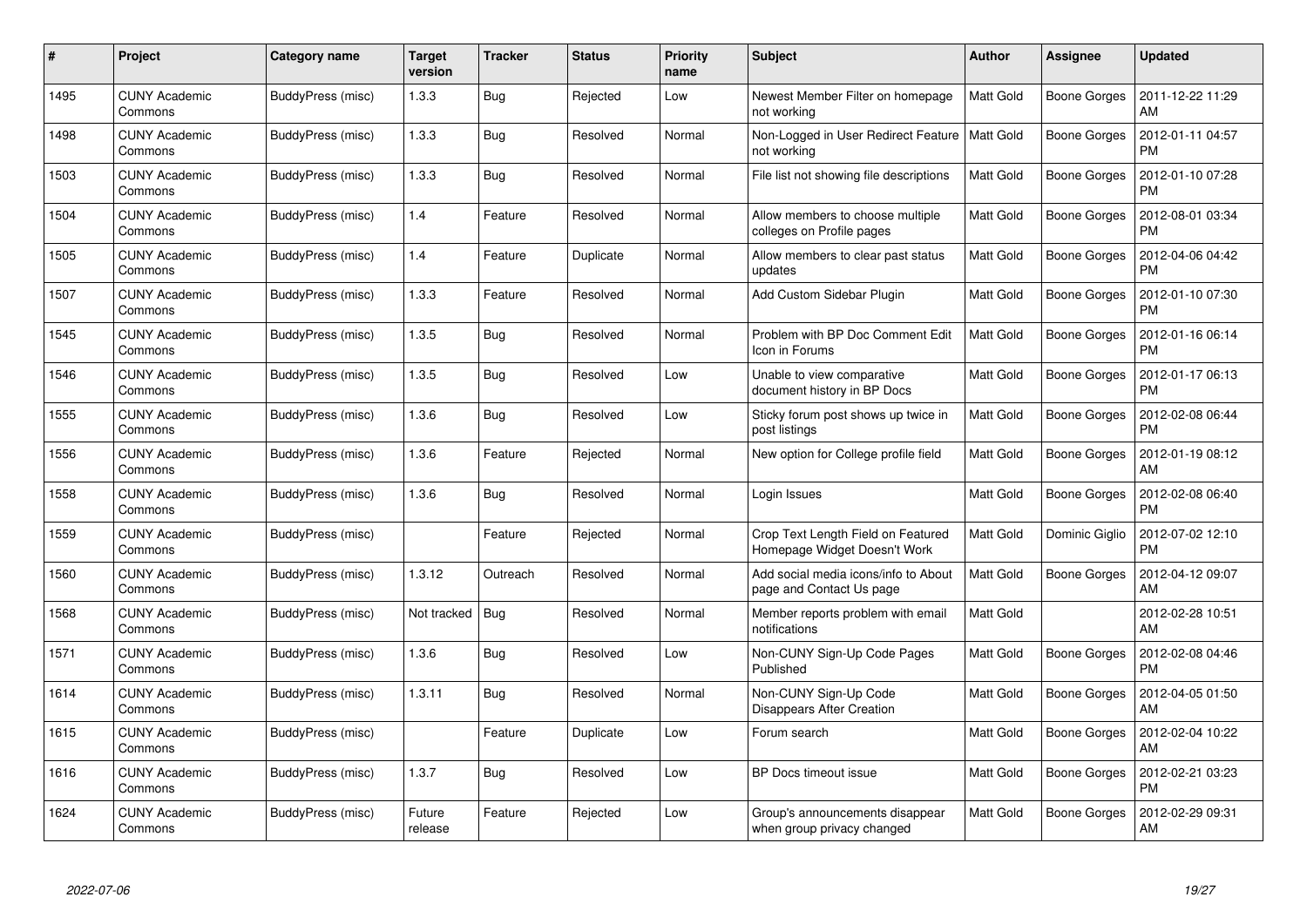| # | Project | Category name | Target version | Tracker | Status | Priority name | Subject | Author | Assignee | Updated |
|---|---|---|---|---|---|---|---|---|---|---|
| 1495 | CUNY Academic Commons | BuddyPress (misc) | 1.3.3 | Bug | Rejected | Low | Newest Member Filter on homepage not working | Matt Gold | Boone Gorges | 2011-12-22 11:29 AM |
| 1498 | CUNY Academic Commons | BuddyPress (misc) | 1.3.3 | Bug | Resolved | Normal | Non-Logged in User Redirect Feature not working | Matt Gold | Boone Gorges | 2012-01-11 04:57 PM |
| 1503 | CUNY Academic Commons | BuddyPress (misc) | 1.3.3 | Bug | Resolved | Normal | File list not showing file descriptions | Matt Gold | Boone Gorges | 2012-01-10 07:28 PM |
| 1504 | CUNY Academic Commons | BuddyPress (misc) | 1.4 | Feature | Resolved | Normal | Allow members to choose multiple colleges on Profile pages | Matt Gold | Boone Gorges | 2012-08-01 03:34 PM |
| 1505 | CUNY Academic Commons | BuddyPress (misc) | 1.4 | Feature | Duplicate | Normal | Allow members to clear past status updates | Matt Gold | Boone Gorges | 2012-04-06 04:42 PM |
| 1507 | CUNY Academic Commons | BuddyPress (misc) | 1.3.3 | Feature | Resolved | Normal | Add Custom Sidebar Plugin | Matt Gold | Boone Gorges | 2012-01-10 07:30 PM |
| 1545 | CUNY Academic Commons | BuddyPress (misc) | 1.3.5 | Bug | Resolved | Normal | Problem with BP Doc Comment Edit Icon in Forums | Matt Gold | Boone Gorges | 2012-01-16 06:14 PM |
| 1546 | CUNY Academic Commons | BuddyPress (misc) | 1.3.5 | Bug | Resolved | Low | Unable to view comparative document history in BP Docs | Matt Gold | Boone Gorges | 2012-01-17 06:13 PM |
| 1555 | CUNY Academic Commons | BuddyPress (misc) | 1.3.6 | Bug | Resolved | Low | Sticky forum post shows up twice in post listings | Matt Gold | Boone Gorges | 2012-02-08 06:44 PM |
| 1556 | CUNY Academic Commons | BuddyPress (misc) | 1.3.6 | Feature | Rejected | Normal | New option for College profile field | Matt Gold | Boone Gorges | 2012-01-19 08:12 AM |
| 1558 | CUNY Academic Commons | BuddyPress (misc) | 1.3.6 | Bug | Resolved | Normal | Login Issues | Matt Gold | Boone Gorges | 2012-02-08 06:40 PM |
| 1559 | CUNY Academic Commons | BuddyPress (misc) | | Feature | Rejected | Normal | Crop Text Length Field on Featured Homepage Widget Doesn't Work | Matt Gold | Dominic Giglio | 2012-07-02 12:10 PM |
| 1560 | CUNY Academic Commons | BuddyPress (misc) | 1.3.12 | Outreach | Resolved | Normal | Add social media icons/info to About page and Contact Us page | Matt Gold | Boone Gorges | 2012-04-12 09:07 AM |
| 1568 | CUNY Academic Commons | BuddyPress (misc) | Not tracked | Bug | Resolved | Normal | Member reports problem with email notifications | Matt Gold | | 2012-02-28 10:51 AM |
| 1571 | CUNY Academic Commons | BuddyPress (misc) | 1.3.6 | Bug | Resolved | Low | Non-CUNY Sign-Up Code Pages Published | Matt Gold | Boone Gorges | 2012-02-08 04:46 PM |
| 1614 | CUNY Academic Commons | BuddyPress (misc) | 1.3.11 | Bug | Resolved | Normal | Non-CUNY Sign-Up Code Disappears After Creation | Matt Gold | Boone Gorges | 2012-04-05 01:50 AM |
| 1615 | CUNY Academic Commons | BuddyPress (misc) | | Feature | Duplicate | Low | Forum search | Matt Gold | Boone Gorges | 2012-02-04 10:22 AM |
| 1616 | CUNY Academic Commons | BuddyPress (misc) | 1.3.7 | Bug | Resolved | Low | BP Docs timeout issue | Matt Gold | Boone Gorges | 2012-02-21 03:23 PM |
| 1624 | CUNY Academic Commons | BuddyPress (misc) | Future release | Feature | Rejected | Low | Group's announcements disappear when group privacy changed | Matt Gold | Boone Gorges | 2012-02-29 09:31 AM |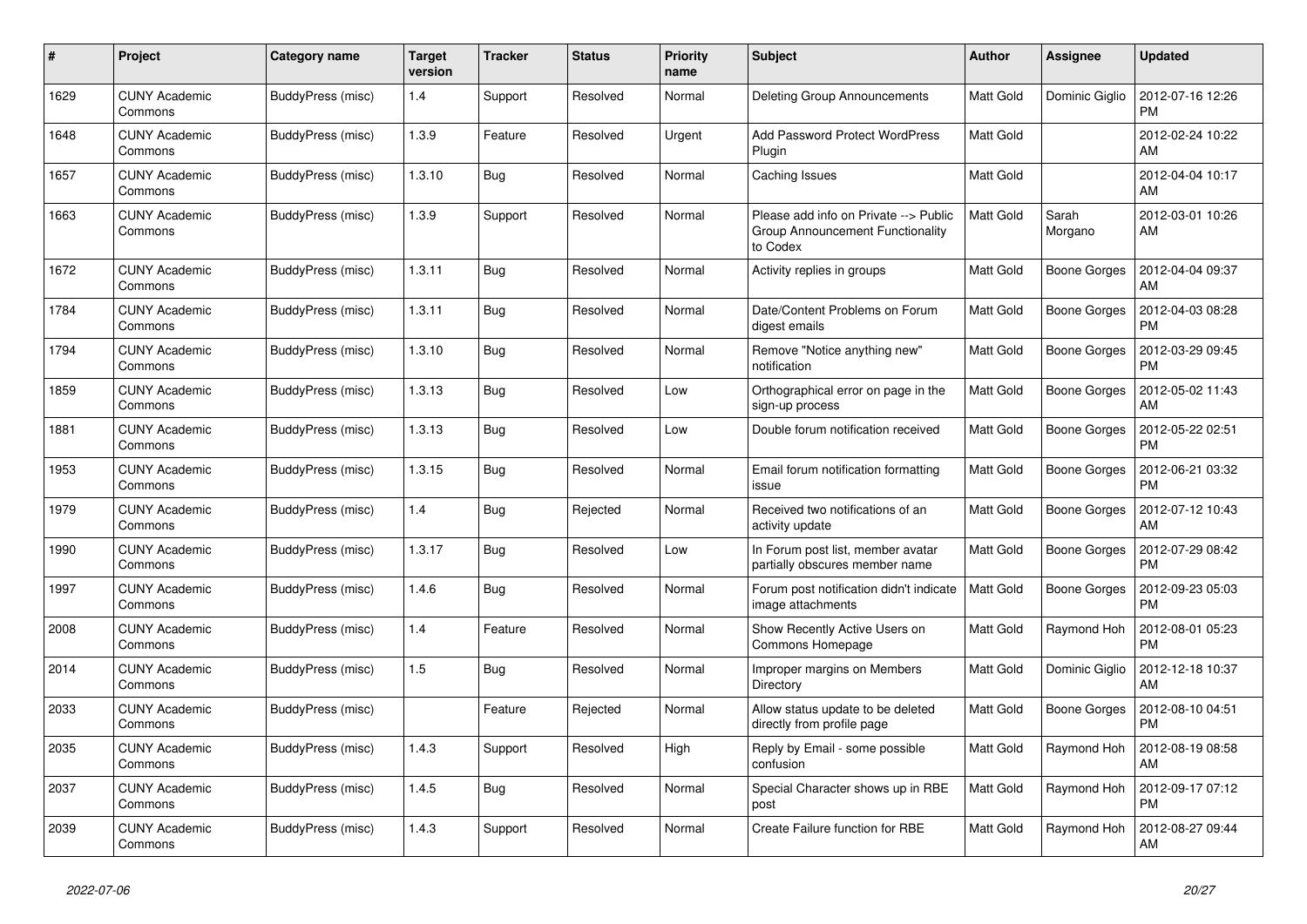| # | Project | Category name | Target version | Tracker | Status | Priority name | Subject | Author | Assignee | Updated |
|---|---|---|---|---|---|---|---|---|---|---|
| 1629 | CUNY Academic Commons | BuddyPress (misc) | 1.4 | Support | Resolved | Normal | Deleting Group Announcements | Matt Gold | Dominic Giglio | 2012-07-16 12:26 PM |
| 1648 | CUNY Academic Commons | BuddyPress (misc) | 1.3.9 | Feature | Resolved | Urgent | Add Password Protect WordPress Plugin | Matt Gold | | 2012-02-24 10:22 AM |
| 1657 | CUNY Academic Commons | BuddyPress (misc) | 1.3.10 | Bug | Resolved | Normal | Caching Issues | Matt Gold | | 2012-04-04 10:17 AM |
| 1663 | CUNY Academic Commons | BuddyPress (misc) | 1.3.9 | Support | Resolved | Normal | Please add info on Private --> Public Group Announcement Functionality to Codex | Matt Gold | Sarah Morgano | 2012-03-01 10:26 AM |
| 1672 | CUNY Academic Commons | BuddyPress (misc) | 1.3.11 | Bug | Resolved | Normal | Activity replies in groups | Matt Gold | Boone Gorges | 2012-04-04 09:37 AM |
| 1784 | CUNY Academic Commons | BuddyPress (misc) | 1.3.11 | Bug | Resolved | Normal | Date/Content Problems on Forum digest emails | Matt Gold | Boone Gorges | 2012-04-03 08:28 PM |
| 1794 | CUNY Academic Commons | BuddyPress (misc) | 1.3.10 | Bug | Resolved | Normal | Remove "Notice anything new" notification | Matt Gold | Boone Gorges | 2012-03-29 09:45 PM |
| 1859 | CUNY Academic Commons | BuddyPress (misc) | 1.3.13 | Bug | Resolved | Low | Orthographical error on page in the sign-up process | Matt Gold | Boone Gorges | 2012-05-02 11:43 AM |
| 1881 | CUNY Academic Commons | BuddyPress (misc) | 1.3.13 | Bug | Resolved | Low | Double forum notification received | Matt Gold | Boone Gorges | 2012-05-22 02:51 PM |
| 1953 | CUNY Academic Commons | BuddyPress (misc) | 1.3.15 | Bug | Resolved | Normal | Email forum notification formatting issue | Matt Gold | Boone Gorges | 2012-06-21 03:32 PM |
| 1979 | CUNY Academic Commons | BuddyPress (misc) | 1.4 | Bug | Rejected | Normal | Received two notifications of an activity update | Matt Gold | Boone Gorges | 2012-07-12 10:43 AM |
| 1990 | CUNY Academic Commons | BuddyPress (misc) | 1.3.17 | Bug | Resolved | Low | In Forum post list, member avatar partially obscures member name | Matt Gold | Boone Gorges | 2012-07-29 08:42 PM |
| 1997 | CUNY Academic Commons | BuddyPress (misc) | 1.4.6 | Bug | Resolved | Normal | Forum post notification didn't indicate image attachments | Matt Gold | Boone Gorges | 2012-09-23 05:03 PM |
| 2008 | CUNY Academic Commons | BuddyPress (misc) | 1.4 | Feature | Resolved | Normal | Show Recently Active Users on Commons Homepage | Matt Gold | Raymond Hoh | 2012-08-01 05:23 PM |
| 2014 | CUNY Academic Commons | BuddyPress (misc) | 1.5 | Bug | Resolved | Normal | Improper margins on Members Directory | Matt Gold | Dominic Giglio | 2012-12-18 10:37 AM |
| 2033 | CUNY Academic Commons | BuddyPress (misc) | | Feature | Rejected | Normal | Allow status update to be deleted directly from profile page | Matt Gold | Boone Gorges | 2012-08-10 04:51 PM |
| 2035 | CUNY Academic Commons | BuddyPress (misc) | 1.4.3 | Support | Resolved | High | Reply by Email - some possible confusion | Matt Gold | Raymond Hoh | 2012-08-19 08:58 AM |
| 2037 | CUNY Academic Commons | BuddyPress (misc) | 1.4.5 | Bug | Resolved | Normal | Special Character shows up in RBE post | Matt Gold | Raymond Hoh | 2012-09-17 07:12 PM |
| 2039 | CUNY Academic Commons | BuddyPress (misc) | 1.4.3 | Support | Resolved | Normal | Create Failure function for RBE | Matt Gold | Raymond Hoh | 2012-08-27 09:44 AM |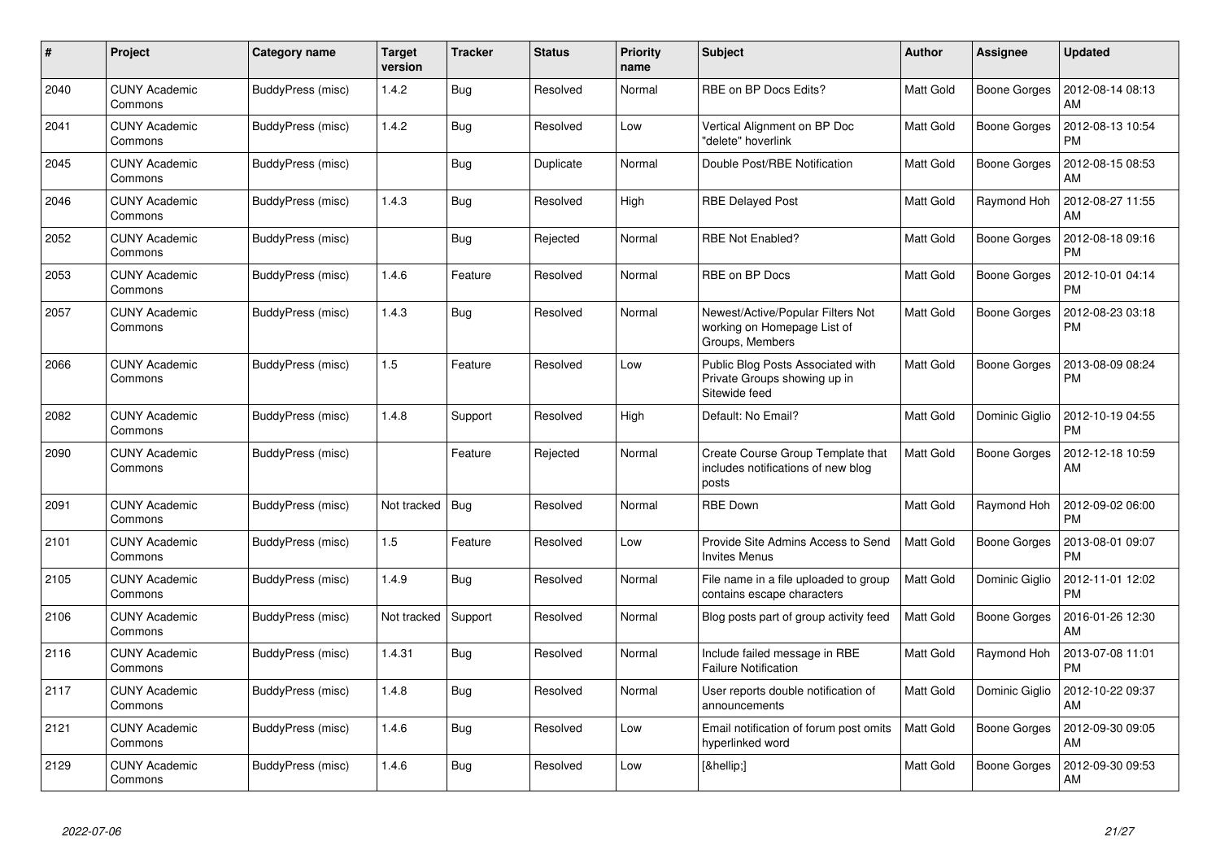| # | Project | Category name | Target version | Tracker | Status | Priority name | Subject | Author | Assignee | Updated |
|---|---|---|---|---|---|---|---|---|---|---|
| 2040 | CUNY Academic Commons | BuddyPress (misc) | 1.4.2 | Bug | Resolved | Normal | RBE on BP Docs Edits? | Matt Gold | Boone Gorges | 2012-08-14 08:13 AM |
| 2041 | CUNY Academic Commons | BuddyPress (misc) | 1.4.2 | Bug | Resolved | Low | Vertical Alignment on BP Doc "delete" hoverlink | Matt Gold | Boone Gorges | 2012-08-13 10:54 PM |
| 2045 | CUNY Academic Commons | BuddyPress (misc) | | Bug | Duplicate | Normal | Double Post/RBE Notification | Matt Gold | Boone Gorges | 2012-08-15 08:53 AM |
| 2046 | CUNY Academic Commons | BuddyPress (misc) | 1.4.3 | Bug | Resolved | High | RBE Delayed Post | Matt Gold | Raymond Hoh | 2012-08-27 11:55 AM |
| 2052 | CUNY Academic Commons | BuddyPress (misc) | | Bug | Rejected | Normal | RBE Not Enabled? | Matt Gold | Boone Gorges | 2012-08-18 09:16 PM |
| 2053 | CUNY Academic Commons | BuddyPress (misc) | 1.4.6 | Feature | Resolved | Normal | RBE on BP Docs | Matt Gold | Boone Gorges | 2012-10-01 04:14 PM |
| 2057 | CUNY Academic Commons | BuddyPress (misc) | 1.4.3 | Bug | Resolved | Normal | Newest/Active/Popular Filters Not working on Homepage List of Groups, Members | Matt Gold | Boone Gorges | 2012-08-23 03:18 PM |
| 2066 | CUNY Academic Commons | BuddyPress (misc) | 1.5 | Feature | Resolved | Low | Public Blog Posts Associated with Private Groups showing up in Sitewide feed | Matt Gold | Boone Gorges | 2013-08-09 08:24 PM |
| 2082 | CUNY Academic Commons | BuddyPress (misc) | 1.4.8 | Support | Resolved | High | Default: No Email? | Matt Gold | Dominic Giglio | 2012-10-19 04:55 PM |
| 2090 | CUNY Academic Commons | BuddyPress (misc) | | Feature | Rejected | Normal | Create Course Group Template that includes notifications of new blog posts | Matt Gold | Boone Gorges | 2012-12-18 10:59 AM |
| 2091 | CUNY Academic Commons | BuddyPress (misc) | Not tracked | Bug | Resolved | Normal | RBE Down | Matt Gold | Raymond Hoh | 2012-09-02 06:00 PM |
| 2101 | CUNY Academic Commons | BuddyPress (misc) | 1.5 | Feature | Resolved | Low | Provide Site Admins Access to Send Invites Menus | Matt Gold | Boone Gorges | 2013-08-01 09:07 PM |
| 2105 | CUNY Academic Commons | BuddyPress (misc) | 1.4.9 | Bug | Resolved | Normal | File name in a file uploaded to group contains escape characters | Matt Gold | Dominic Giglio | 2012-11-01 12:02 PM |
| 2106 | CUNY Academic Commons | BuddyPress (misc) | Not tracked | Support | Resolved | Normal | Blog posts part of group activity feed | Matt Gold | Boone Gorges | 2016-01-26 12:30 AM |
| 2116 | CUNY Academic Commons | BuddyPress (misc) | 1.4.31 | Bug | Resolved | Normal | Include failed message in RBE Failure Notification | Matt Gold | Raymond Hoh | 2013-07-08 11:01 PM |
| 2117 | CUNY Academic Commons | BuddyPress (misc) | 1.4.8 | Bug | Resolved | Normal | User reports double notification of announcements | Matt Gold | Dominic Giglio | 2012-10-22 09:37 AM |
| 2121 | CUNY Academic Commons | BuddyPress (misc) | 1.4.6 | Bug | Resolved | Low | Email notification of forum post omits hyperlinked word | Matt Gold | Boone Gorges | 2012-09-30 09:05 AM |
| 2129 | CUNY Academic Commons | BuddyPress (misc) | 1.4.6 | Bug | Resolved | Low | [&hellip;] | Matt Gold | Boone Gorges | 2012-09-30 09:53 AM |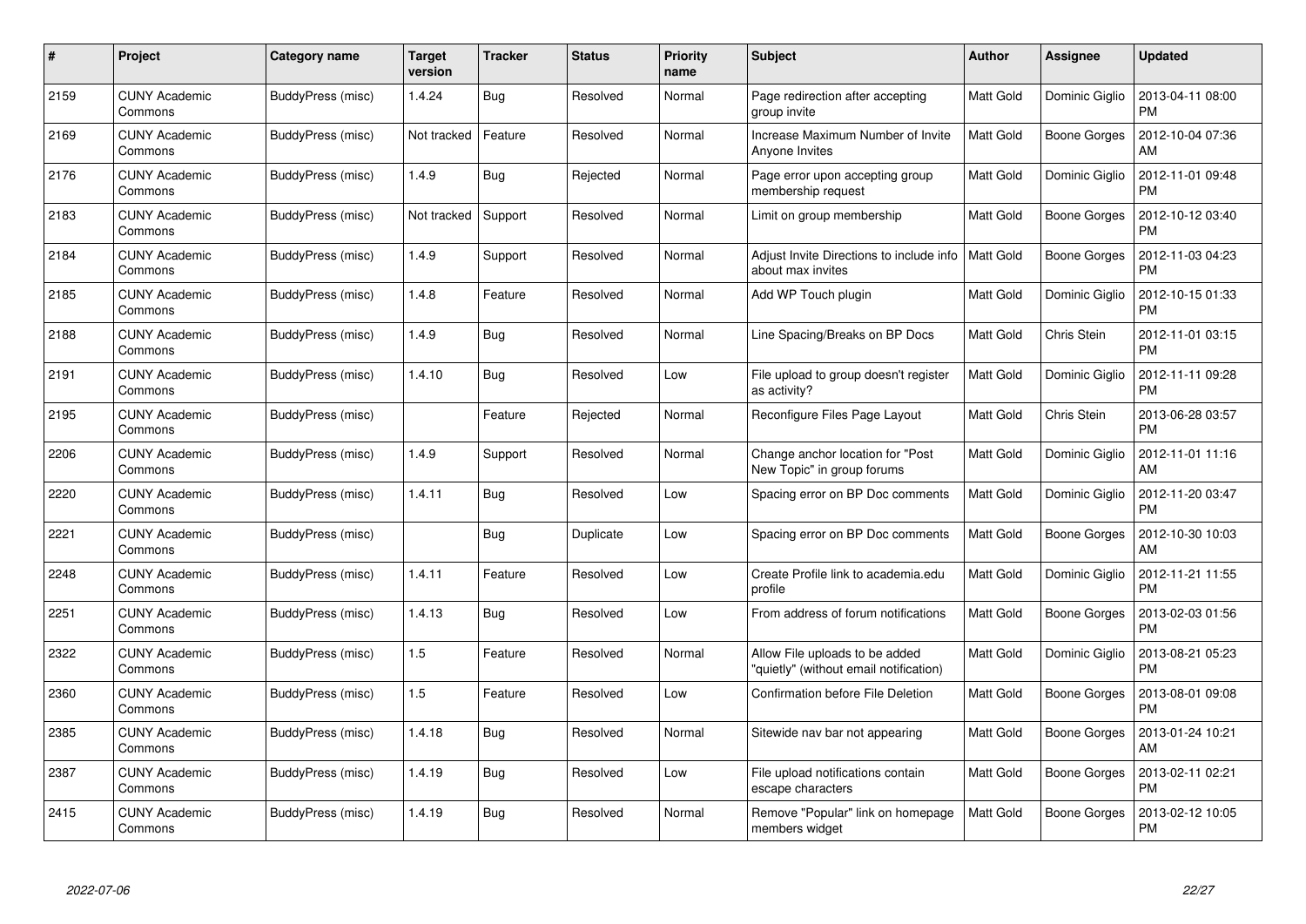| # | Project | Category name | Target version | Tracker | Status | Priority name | Subject | Author | Assignee | Updated |
|---|---|---|---|---|---|---|---|---|---|---|
| 2159 | CUNY Academic Commons | BuddyPress (misc) | 1.4.24 | Bug | Resolved | Normal | Page redirection after accepting group invite | Matt Gold | Dominic Giglio | 2013-04-11 08:00 PM |
| 2169 | CUNY Academic Commons | BuddyPress (misc) | Not tracked | Feature | Resolved | Normal | Increase Maximum Number of Invite Anyone Invites | Matt Gold | Boone Gorges | 2012-10-04 07:36 AM |
| 2176 | CUNY Academic Commons | BuddyPress (misc) | 1.4.9 | Bug | Rejected | Normal | Page error upon accepting group membership request | Matt Gold | Dominic Giglio | 2012-11-01 09:48 PM |
| 2183 | CUNY Academic Commons | BuddyPress (misc) | Not tracked | Support | Resolved | Normal | Limit on group membership | Matt Gold | Boone Gorges | 2012-10-12 03:40 PM |
| 2184 | CUNY Academic Commons | BuddyPress (misc) | 1.4.9 | Support | Resolved | Normal | Adjust Invite Directions to include info about max invites | Matt Gold | Boone Gorges | 2012-11-03 04:23 PM |
| 2185 | CUNY Academic Commons | BuddyPress (misc) | 1.4.8 | Feature | Resolved | Normal | Add WP Touch plugin | Matt Gold | Dominic Giglio | 2012-10-15 01:33 PM |
| 2188 | CUNY Academic Commons | BuddyPress (misc) | 1.4.9 | Bug | Resolved | Normal | Line Spacing/Breaks on BP Docs | Matt Gold | Chris Stein | 2012-11-01 03:15 PM |
| 2191 | CUNY Academic Commons | BuddyPress (misc) | 1.4.10 | Bug | Resolved | Low | File upload to group doesn't register as activity? | Matt Gold | Dominic Giglio | 2012-11-11 09:28 PM |
| 2195 | CUNY Academic Commons | BuddyPress (misc) | | Feature | Rejected | Normal | Reconfigure Files Page Layout | Matt Gold | Chris Stein | 2013-06-28 03:57 PM |
| 2206 | CUNY Academic Commons | BuddyPress (misc) | 1.4.9 | Support | Resolved | Normal | Change anchor location for "Post New Topic" in group forums | Matt Gold | Dominic Giglio | 2012-11-01 11:16 AM |
| 2220 | CUNY Academic Commons | BuddyPress (misc) | 1.4.11 | Bug | Resolved | Low | Spacing error on BP Doc comments | Matt Gold | Dominic Giglio | 2012-11-20 03:47 PM |
| 2221 | CUNY Academic Commons | BuddyPress (misc) | | Bug | Duplicate | Low | Spacing error on BP Doc comments | Matt Gold | Boone Gorges | 2012-10-30 10:03 AM |
| 2248 | CUNY Academic Commons | BuddyPress (misc) | 1.4.11 | Feature | Resolved | Low | Create Profile link to academia.edu profile | Matt Gold | Dominic Giglio | 2012-11-21 11:55 PM |
| 2251 | CUNY Academic Commons | BuddyPress (misc) | 1.4.13 | Bug | Resolved | Low | From address of forum notifications | Matt Gold | Boone Gorges | 2013-02-03 01:56 PM |
| 2322 | CUNY Academic Commons | BuddyPress (misc) | 1.5 | Feature | Resolved | Normal | Allow File uploads to be added "quietly" (without email notification) | Matt Gold | Dominic Giglio | 2013-08-21 05:23 PM |
| 2360 | CUNY Academic Commons | BuddyPress (misc) | 1.5 | Feature | Resolved | Low | Confirmation before File Deletion | Matt Gold | Boone Gorges | 2013-08-01 09:08 PM |
| 2385 | CUNY Academic Commons | BuddyPress (misc) | 1.4.18 | Bug | Resolved | Normal | Sitewide nav bar not appearing | Matt Gold | Boone Gorges | 2013-01-24 10:21 AM |
| 2387 | CUNY Academic Commons | BuddyPress (misc) | 1.4.19 | Bug | Resolved | Low | File upload notifications contain escape characters | Matt Gold | Boone Gorges | 2013-02-11 02:21 PM |
| 2415 | CUNY Academic Commons | BuddyPress (misc) | 1.4.19 | Bug | Resolved | Normal | Remove "Popular" link on homepage members widget | Matt Gold | Boone Gorges | 2013-02-12 10:05 PM |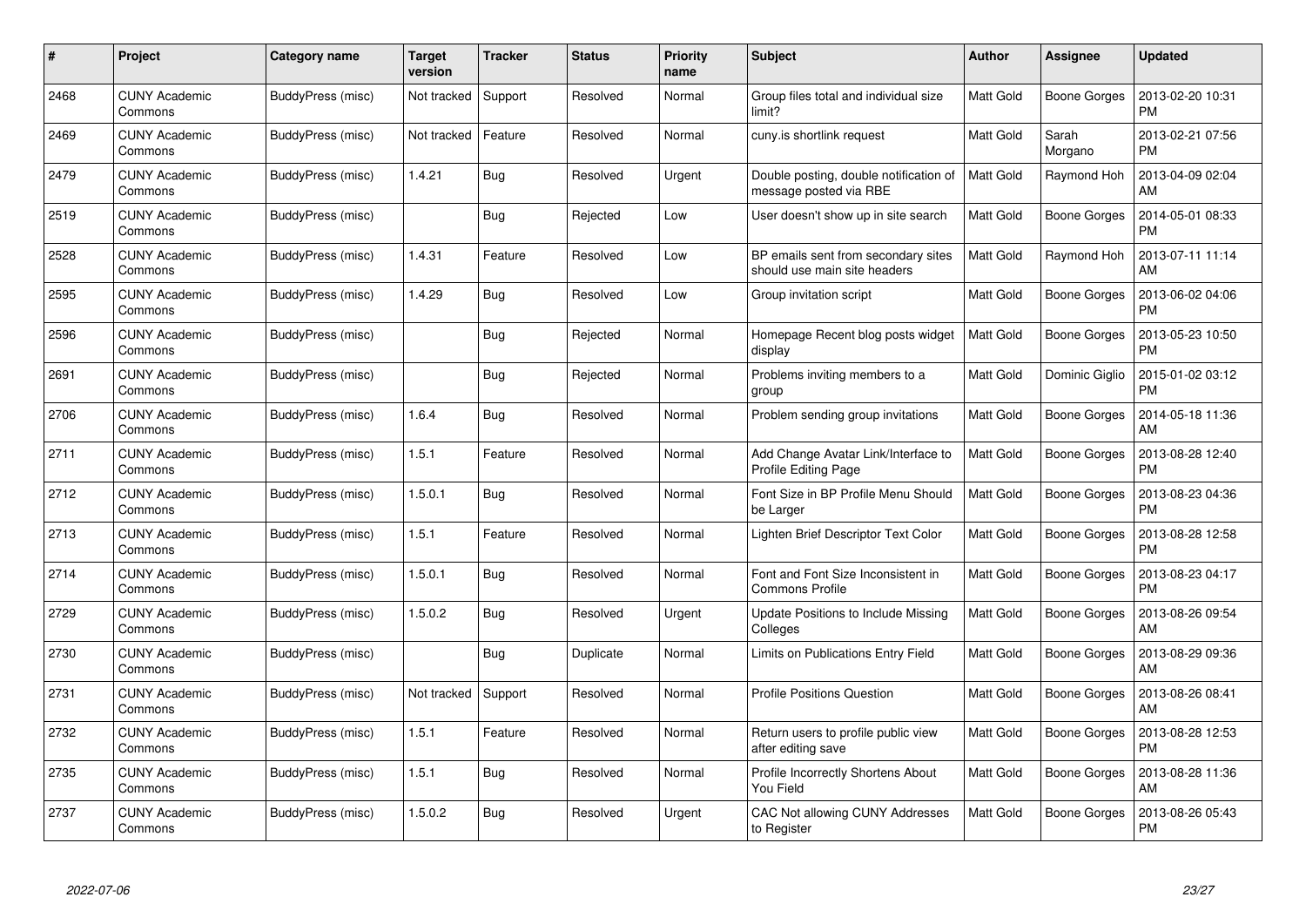| # | Project | Category name | Target version | Tracker | Status | Priority name | Subject | Author | Assignee | Updated |
|---|---|---|---|---|---|---|---|---|---|---|
| 2468 | CUNY Academic Commons | BuddyPress (misc) | Not tracked | Support | Resolved | Normal | Group files total and individual size limit? | Matt Gold | Boone Gorges | 2013-02-20 10:31 PM |
| 2469 | CUNY Academic Commons | BuddyPress (misc) | Not tracked | Feature | Resolved | Normal | cuny.is shortlink request | Matt Gold | Sarah Morgano | 2013-02-21 07:56 PM |
| 2479 | CUNY Academic Commons | BuddyPress (misc) | 1.4.21 | Bug | Resolved | Urgent | Double posting, double notification of message posted via RBE | Matt Gold | Raymond Hoh | 2013-04-09 02:04 AM |
| 2519 | CUNY Academic Commons | BuddyPress (misc) | | Bug | Rejected | Low | User doesn't show up in site search | Matt Gold | Boone Gorges | 2014-05-01 08:33 PM |
| 2528 | CUNY Academic Commons | BuddyPress (misc) | 1.4.31 | Feature | Resolved | Low | BP emails sent from secondary sites should use main site headers | Matt Gold | Raymond Hoh | 2013-07-11 11:14 AM |
| 2595 | CUNY Academic Commons | BuddyPress (misc) | 1.4.29 | Bug | Resolved | Low | Group invitation script | Matt Gold | Boone Gorges | 2013-06-02 04:06 PM |
| 2596 | CUNY Academic Commons | BuddyPress (misc) | | Bug | Rejected | Normal | Homepage Recent blog posts widget display | Matt Gold | Boone Gorges | 2013-05-23 10:50 PM |
| 2691 | CUNY Academic Commons | BuddyPress (misc) | | Bug | Rejected | Normal | Problems inviting members to a group | Matt Gold | Dominic Giglio | 2015-01-02 03:12 PM |
| 2706 | CUNY Academic Commons | BuddyPress (misc) | 1.6.4 | Bug | Resolved | Normal | Problem sending group invitations | Matt Gold | Boone Gorges | 2014-05-18 11:36 AM |
| 2711 | CUNY Academic Commons | BuddyPress (misc) | 1.5.1 | Feature | Resolved | Normal | Add Change Avatar Link/Interface to Profile Editing Page | Matt Gold | Boone Gorges | 2013-08-28 12:40 PM |
| 2712 | CUNY Academic Commons | BuddyPress (misc) | 1.5.0.1 | Bug | Resolved | Normal | Font Size in BP Profile Menu Should be Larger | Matt Gold | Boone Gorges | 2013-08-23 04:36 PM |
| 2713 | CUNY Academic Commons | BuddyPress (misc) | 1.5.1 | Feature | Resolved | Normal | Lighten Brief Descriptor Text Color | Matt Gold | Boone Gorges | 2013-08-28 12:58 PM |
| 2714 | CUNY Academic Commons | BuddyPress (misc) | 1.5.0.1 | Bug | Resolved | Normal | Font and Font Size Inconsistent in Commons Profile | Matt Gold | Boone Gorges | 2013-08-23 04:17 PM |
| 2729 | CUNY Academic Commons | BuddyPress (misc) | 1.5.0.2 | Bug | Resolved | Urgent | Update Positions to Include Missing Colleges | Matt Gold | Boone Gorges | 2013-08-26 09:54 AM |
| 2730 | CUNY Academic Commons | BuddyPress (misc) | | Bug | Duplicate | Normal | Limits on Publications Entry Field | Matt Gold | Boone Gorges | 2013-08-29 09:36 AM |
| 2731 | CUNY Academic Commons | BuddyPress (misc) | Not tracked | Support | Resolved | Normal | Profile Positions Question | Matt Gold | Boone Gorges | 2013-08-26 08:41 AM |
| 2732 | CUNY Academic Commons | BuddyPress (misc) | 1.5.1 | Feature | Resolved | Normal | Return users to profile public view after editing save | Matt Gold | Boone Gorges | 2013-08-28 12:53 PM |
| 2735 | CUNY Academic Commons | BuddyPress (misc) | 1.5.1 | Bug | Resolved | Normal | Profile Incorrectly Shortens About You Field | Matt Gold | Boone Gorges | 2013-08-28 11:36 AM |
| 2737 | CUNY Academic Commons | BuddyPress (misc) | 1.5.0.2 | Bug | Resolved | Urgent | CAC Not allowing CUNY Addresses to Register | Matt Gold | Boone Gorges | 2013-08-26 05:43 PM |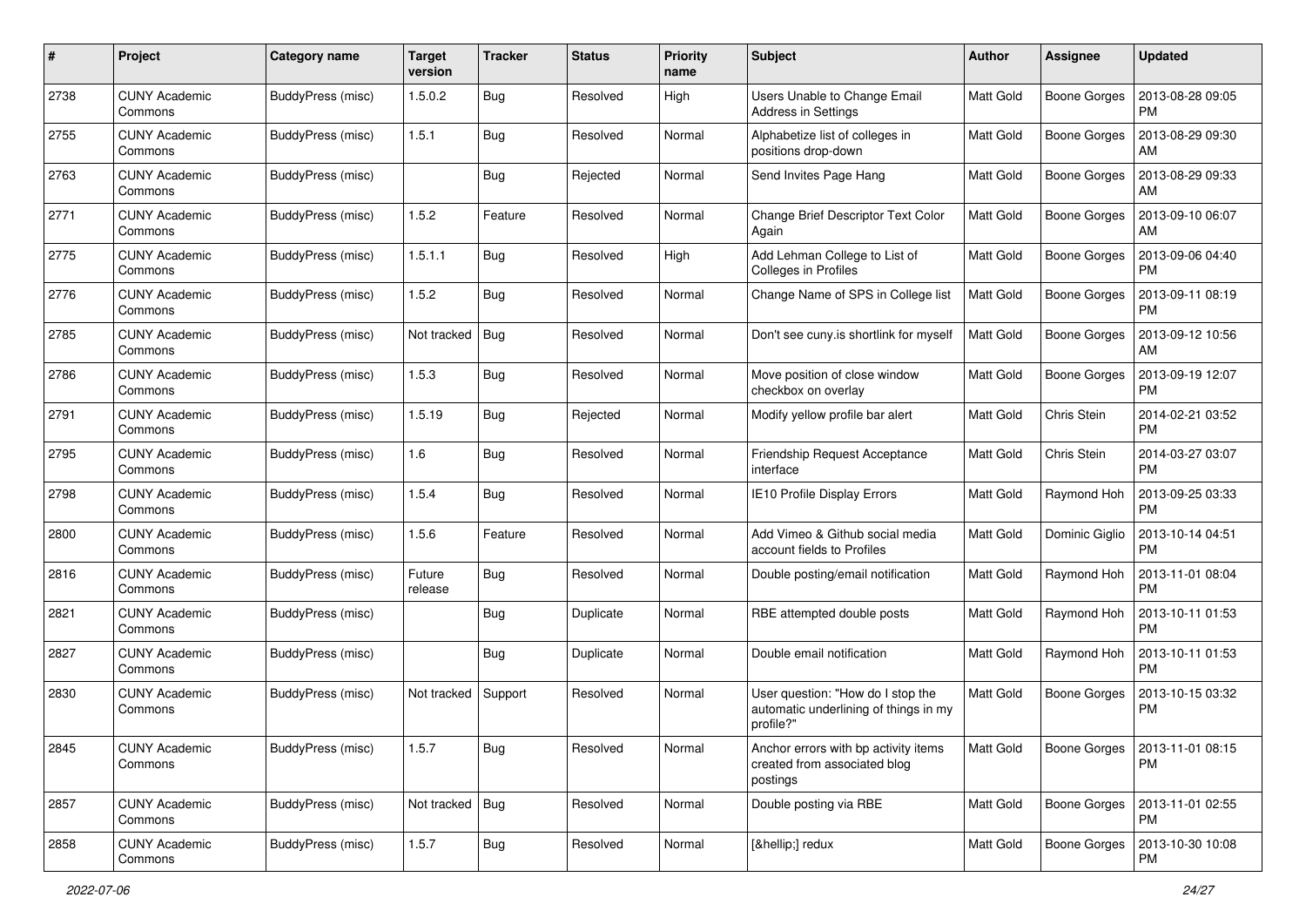| # | Project | Category name | Target version | Tracker | Status | Priority name | Subject | Author | Assignee | Updated |
|---|---|---|---|---|---|---|---|---|---|---|
| 2738 | CUNY Academic Commons | BuddyPress (misc) | 1.5.0.2 | Bug | Resolved | High | Users Unable to Change Email Address in Settings | Matt Gold | Boone Gorges | 2013-08-28 09:05 PM |
| 2755 | CUNY Academic Commons | BuddyPress (misc) | 1.5.1 | Bug | Resolved | Normal | Alphabetize list of colleges in positions drop-down | Matt Gold | Boone Gorges | 2013-08-29 09:30 AM |
| 2763 | CUNY Academic Commons | BuddyPress (misc) | | Bug | Rejected | Normal | Send Invites Page Hang | Matt Gold | Boone Gorges | 2013-08-29 09:33 AM |
| 2771 | CUNY Academic Commons | BuddyPress (misc) | 1.5.2 | Feature | Resolved | Normal | Change Brief Descriptor Text Color Again | Matt Gold | Boone Gorges | 2013-09-10 06:07 AM |
| 2775 | CUNY Academic Commons | BuddyPress (misc) | 1.5.1.1 | Bug | Resolved | High | Add Lehman College to List of Colleges in Profiles | Matt Gold | Boone Gorges | 2013-09-06 04:40 PM |
| 2776 | CUNY Academic Commons | BuddyPress (misc) | 1.5.2 | Bug | Resolved | Normal | Change Name of SPS in College list | Matt Gold | Boone Gorges | 2013-09-11 08:19 PM |
| 2785 | CUNY Academic Commons | BuddyPress (misc) | Not tracked | Bug | Resolved | Normal | Don't see cuny.is shortlink for myself | Matt Gold | Boone Gorges | 2013-09-12 10:56 AM |
| 2786 | CUNY Academic Commons | BuddyPress (misc) | 1.5.3 | Bug | Resolved | Normal | Move position of close window checkbox on overlay | Matt Gold | Boone Gorges | 2013-09-19 12:07 PM |
| 2791 | CUNY Academic Commons | BuddyPress (misc) | 1.5.19 | Bug | Rejected | Normal | Modify yellow profile bar alert | Matt Gold | Chris Stein | 2014-02-21 03:52 PM |
| 2795 | CUNY Academic Commons | BuddyPress (misc) | 1.6 | Bug | Resolved | Normal | Friendship Request Acceptance interface | Matt Gold | Chris Stein | 2014-03-27 03:07 PM |
| 2798 | CUNY Academic Commons | BuddyPress (misc) | 1.5.4 | Bug | Resolved | Normal | IE10 Profile Display Errors | Matt Gold | Raymond Hoh | 2013-09-25 03:33 PM |
| 2800 | CUNY Academic Commons | BuddyPress (misc) | 1.5.6 | Feature | Resolved | Normal | Add Vimeo & Github social media account fields to Profiles | Matt Gold | Dominic Giglio | 2013-10-14 04:51 PM |
| 2816 | CUNY Academic Commons | BuddyPress (misc) | Future release | Bug | Resolved | Normal | Double posting/email notification | Matt Gold | Raymond Hoh | 2013-11-01 08:04 PM |
| 2821 | CUNY Academic Commons | BuddyPress (misc) | | Bug | Duplicate | Normal | RBE attempted double posts | Matt Gold | Raymond Hoh | 2013-10-11 01:53 PM |
| 2827 | CUNY Academic Commons | BuddyPress (misc) | | Bug | Duplicate | Normal | Double email notification | Matt Gold | Raymond Hoh | 2013-10-11 01:53 PM |
| 2830 | CUNY Academic Commons | BuddyPress (misc) | Not tracked | Support | Resolved | Normal | User question: "How do I stop the automatic underlining of things in my profile?" | Matt Gold | Boone Gorges | 2013-10-15 03:32 PM |
| 2845 | CUNY Academic Commons | BuddyPress (misc) | 1.5.7 | Bug | Resolved | Normal | Anchor errors with bp activity items created from associated blog postings | Matt Gold | Boone Gorges | 2013-11-01 08:15 PM |
| 2857 | CUNY Academic Commons | BuddyPress (misc) | Not tracked | Bug | Resolved | Normal | Double posting via RBE | Matt Gold | Boone Gorges | 2013-11-01 02:55 PM |
| 2858 | CUNY Academic Commons | BuddyPress (misc) | 1.5.7 | Bug | Resolved | Normal | [&hellip;] redux | Matt Gold | Boone Gorges | 2013-10-30 10:08 PM |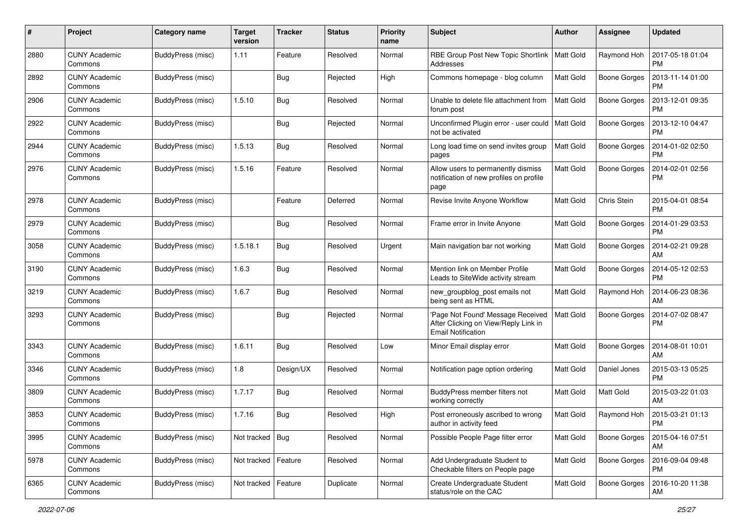| # | Project | Category name | Target version | Tracker | Status | Priority name | Subject | Author | Assignee | Updated |
|---|---|---|---|---|---|---|---|---|---|---|
| 2880 | CUNY Academic Commons | BuddyPress (misc) | 1.11 | Feature | Resolved | Normal | RBE Group Post New Topic Shortlink Addresses | Matt Gold | Raymond Hoh | 2017-05-18 01:04 PM |
| 2892 | CUNY Academic Commons | BuddyPress (misc) | | Bug | Rejected | High | Commons homepage - blog column | Matt Gold | Boone Gorges | 2013-11-14 01:00 PM |
| 2906 | CUNY Academic Commons | BuddyPress (misc) | 1.5.10 | Bug | Resolved | Normal | Unable to delete file attachment from forum post | Matt Gold | Boone Gorges | 2013-12-01 09:35 PM |
| 2922 | CUNY Academic Commons | BuddyPress (misc) | | Bug | Rejected | Normal | Unconfirmed Plugin error - user could not be activated | Matt Gold | Boone Gorges | 2013-12-10 04:47 PM |
| 2944 | CUNY Academic Commons | BuddyPress (misc) | 1.5.13 | Bug | Resolved | Normal | Long load time on send invites group pages | Matt Gold | Boone Gorges | 2014-01-02 02:50 PM |
| 2976 | CUNY Academic Commons | BuddyPress (misc) | 1.5.16 | Feature | Resolved | Normal | Allow users to permanently dismiss notification of new profiles on profile page | Matt Gold | Boone Gorges | 2014-02-01 02:56 PM |
| 2978 | CUNY Academic Commons | BuddyPress (misc) | | Feature | Deferred | Normal | Revise Invite Anyone Workflow | Matt Gold | Chris Stein | 2015-04-01 08:54 PM |
| 2979 | CUNY Academic Commons | BuddyPress (misc) | | Bug | Resolved | Normal | Frame error in Invite Anyone | Matt Gold | Boone Gorges | 2014-01-29 03:53 PM |
| 3058 | CUNY Academic Commons | BuddyPress (misc) | 1.5.18.1 | Bug | Resolved | Urgent | Main navigation bar not working | Matt Gold | Boone Gorges | 2014-02-21 09:28 AM |
| 3190 | CUNY Academic Commons | BuddyPress (misc) | 1.6.3 | Bug | Resolved | Normal | Mention link on Member Profile Leads to SiteWide activity stream | Matt Gold | Boone Gorges | 2014-05-12 02:53 PM |
| 3219 | CUNY Academic Commons | BuddyPress (misc) | 1.6.7 | Bug | Resolved | Normal | new_groupblog_post emails not being sent as HTML | Matt Gold | Raymond Hoh | 2014-06-23 08:36 AM |
| 3293 | CUNY Academic Commons | BuddyPress (misc) | | Bug | Rejected | Normal | 'Page Not Found' Message Received After Clicking on View/Reply Link in Email Notification | Matt Gold | Boone Gorges | 2014-07-02 08:47 PM |
| 3343 | CUNY Academic Commons | BuddyPress (misc) | 1.6.11 | Bug | Resolved | Low | Minor Email display error | Matt Gold | Boone Gorges | 2014-08-01 10:01 AM |
| 3346 | CUNY Academic Commons | BuddyPress (misc) | 1.8 | Design/UX | Resolved | Normal | Notification page option ordering | Matt Gold | Daniel Jones | 2015-03-13 05:25 PM |
| 3809 | CUNY Academic Commons | BuddyPress (misc) | 1.7.17 | Bug | Resolved | Normal | BuddyPress member filters not working correctly | Matt Gold | Matt Gold | 2015-03-22 01:03 AM |
| 3853 | CUNY Academic Commons | BuddyPress (misc) | 1.7.16 | Bug | Resolved | High | Post erroneously ascribed to wrong author in activity feed | Matt Gold | Raymond Hoh | 2015-03-21 01:13 PM |
| 3995 | CUNY Academic Commons | BuddyPress (misc) | Not tracked | Bug | Resolved | Normal | Possible People Page filter error | Matt Gold | Boone Gorges | 2015-04-16 07:51 AM |
| 5978 | CUNY Academic Commons | BuddyPress (misc) | Not tracked | Feature | Resolved | Normal | Add Undergraduate Student to Checkable filters on People page | Matt Gold | Boone Gorges | 2016-09-04 09:48 PM |
| 6365 | CUNY Academic Commons | BuddyPress (misc) | Not tracked | Feature | Duplicate | Normal | Create Undergraduate Student status/role on the CAC | Matt Gold | Boone Gorges | 2016-10-20 11:38 AM |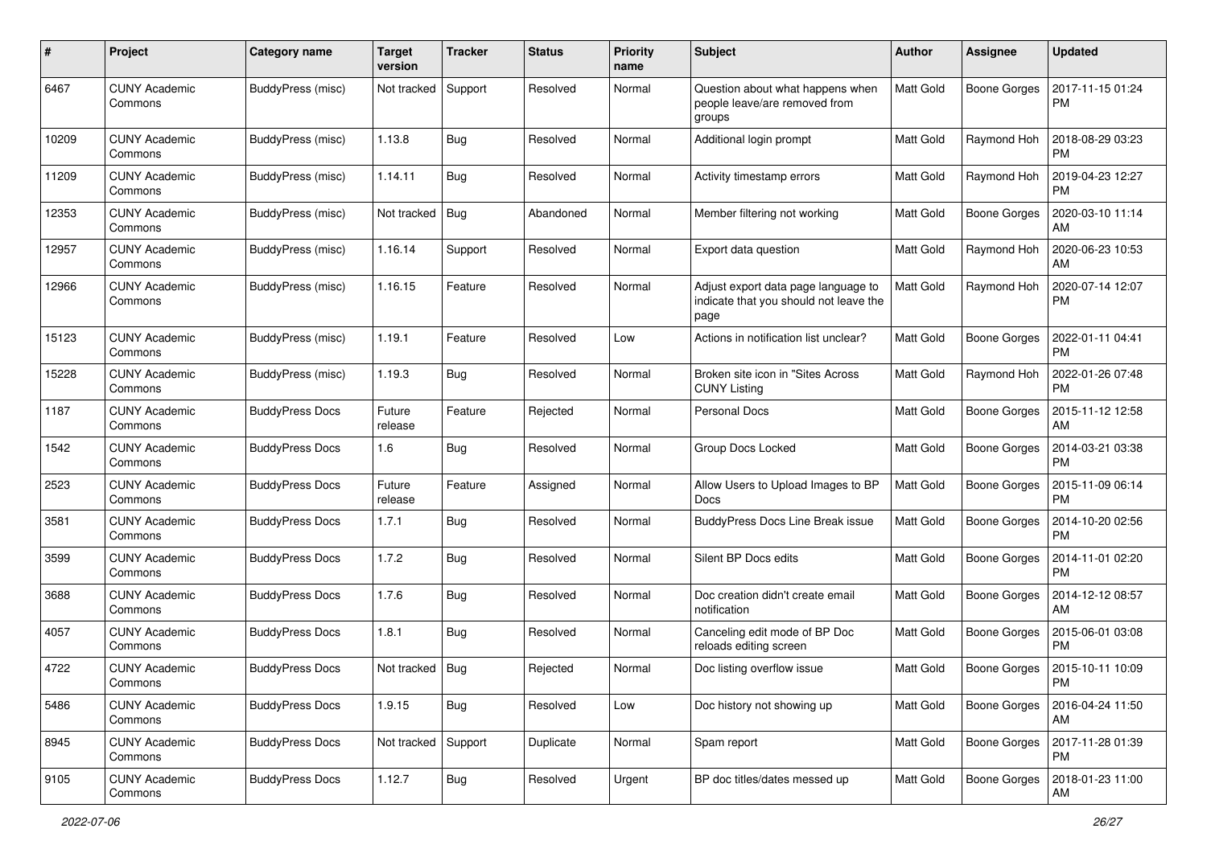| # | Project | Category name | Target version | Tracker | Status | Priority name | Subject | Author | Assignee | Updated |
|---|---|---|---|---|---|---|---|---|---|---|
| 6467 | CUNY Academic Commons | BuddyPress (misc) | Not tracked | Support | Resolved | Normal | Question about what happens when people leave/are removed from groups | Matt Gold | Boone Gorges | 2017-11-15 01:24 PM |
| 10209 | CUNY Academic Commons | BuddyPress (misc) | 1.13.8 | Bug | Resolved | Normal | Additional login prompt | Matt Gold | Raymond Hoh | 2018-08-29 03:23 PM |
| 11209 | CUNY Academic Commons | BuddyPress (misc) | 1.14.11 | Bug | Resolved | Normal | Activity timestamp errors | Matt Gold | Raymond Hoh | 2019-04-23 12:27 PM |
| 12353 | CUNY Academic Commons | BuddyPress (misc) | Not tracked | Bug | Abandoned | Normal | Member filtering not working | Matt Gold | Boone Gorges | 2020-03-10 11:14 AM |
| 12957 | CUNY Academic Commons | BuddyPress (misc) | 1.16.14 | Support | Resolved | Normal | Export data question | Matt Gold | Raymond Hoh | 2020-06-23 10:53 AM |
| 12966 | CUNY Academic Commons | BuddyPress (misc) | 1.16.15 | Feature | Resolved | Normal | Adjust export data page language to indicate that you should not leave the page | Matt Gold | Raymond Hoh | 2020-07-14 12:07 PM |
| 15123 | CUNY Academic Commons | BuddyPress (misc) | 1.19.1 | Feature | Resolved | Low | Actions in notification list unclear? | Matt Gold | Boone Gorges | 2022-01-11 04:41 PM |
| 15228 | CUNY Academic Commons | BuddyPress (misc) | 1.19.3 | Bug | Resolved | Normal | Broken site icon in "Sites Across CUNY Listing | Matt Gold | Raymond Hoh | 2022-01-26 07:48 PM |
| 1187 | CUNY Academic Commons | BuddyPress Docs | Future release | Feature | Rejected | Normal | Personal Docs | Matt Gold | Boone Gorges | 2015-11-12 12:58 AM |
| 1542 | CUNY Academic Commons | BuddyPress Docs | 1.6 | Bug | Resolved | Normal | Group Docs Locked | Matt Gold | Boone Gorges | 2014-03-21 03:38 PM |
| 2523 | CUNY Academic Commons | BuddyPress Docs | Future release | Feature | Assigned | Normal | Allow Users to Upload Images to BP Docs | Matt Gold | Boone Gorges | 2015-11-09 06:14 PM |
| 3581 | CUNY Academic Commons | BuddyPress Docs | 1.7.1 | Bug | Resolved | Normal | BuddyPress Docs Line Break issue | Matt Gold | Boone Gorges | 2014-10-20 02:56 PM |
| 3599 | CUNY Academic Commons | BuddyPress Docs | 1.7.2 | Bug | Resolved | Normal | Silent BP Docs edits | Matt Gold | Boone Gorges | 2014-11-01 02:20 PM |
| 3688 | CUNY Academic Commons | BuddyPress Docs | 1.7.6 | Bug | Resolved | Normal | Doc creation didn't create email notification | Matt Gold | Boone Gorges | 2014-12-12 08:57 AM |
| 4057 | CUNY Academic Commons | BuddyPress Docs | 1.8.1 | Bug | Resolved | Normal | Canceling edit mode of BP Doc reloads editing screen | Matt Gold | Boone Gorges | 2015-06-01 03:08 PM |
| 4722 | CUNY Academic Commons | BuddyPress Docs | Not tracked | Bug | Rejected | Normal | Doc listing overflow issue | Matt Gold | Boone Gorges | 2015-10-11 10:09 PM |
| 5486 | CUNY Academic Commons | BuddyPress Docs | 1.9.15 | Bug | Resolved | Low | Doc history not showing up | Matt Gold | Boone Gorges | 2016-04-24 11:50 AM |
| 8945 | CUNY Academic Commons | BuddyPress Docs | Not tracked | Support | Duplicate | Normal | Spam report | Matt Gold | Boone Gorges | 2017-11-28 01:39 PM |
| 9105 | CUNY Academic Commons | BuddyPress Docs | 1.12.7 | Bug | Resolved | Urgent | BP doc titles/dates messed up | Matt Gold | Boone Gorges | 2018-01-23 11:00 AM |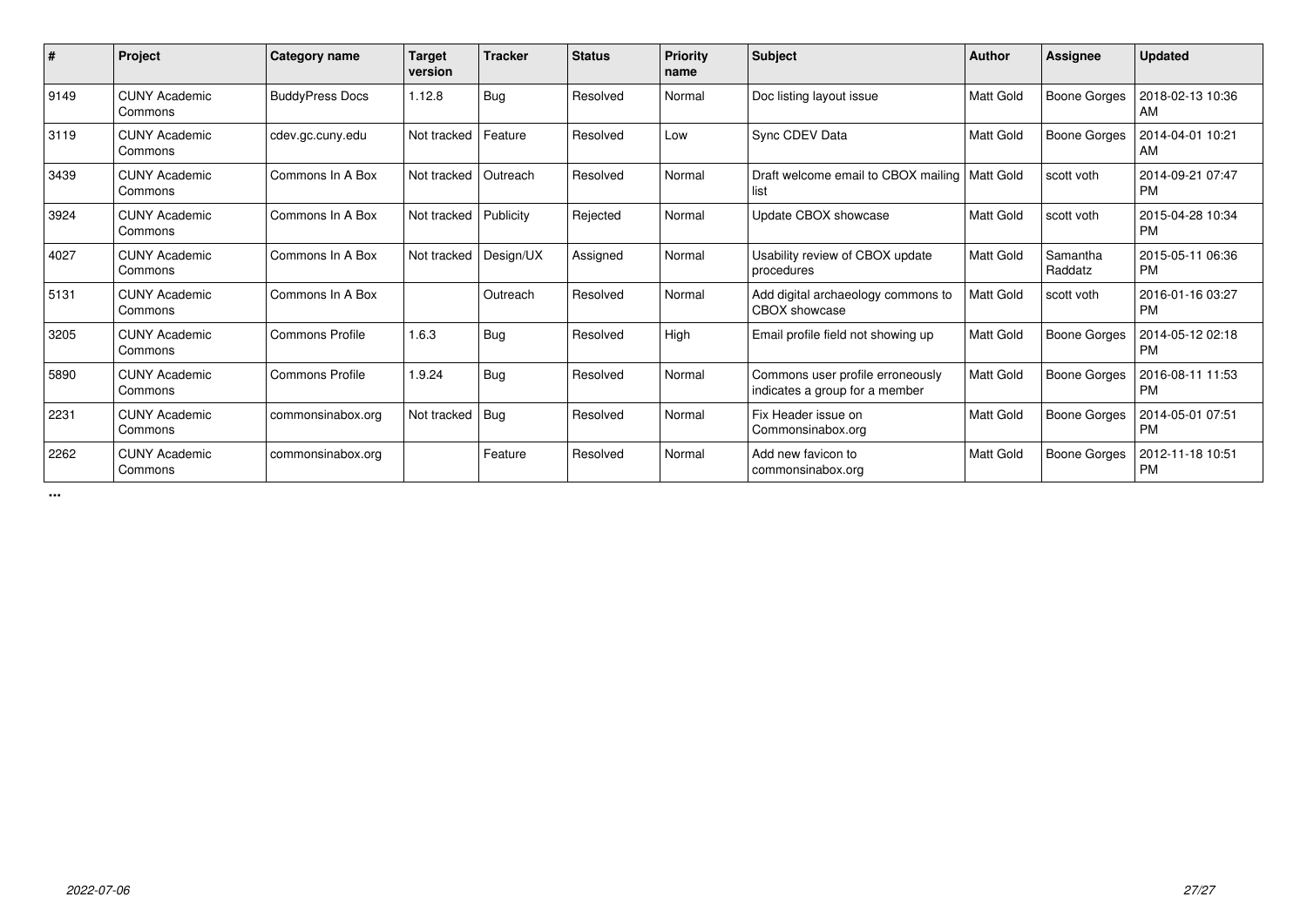| # | Project | Category name | Target version | Tracker | Status | Priority name | Subject | Author | Assignee | Updated |
|---|---|---|---|---|---|---|---|---|---|---|
| 9149 | CUNY Academic Commons | BuddyPress Docs | 1.12.8 | Bug | Resolved | Normal | Doc listing layout issue | Matt Gold | Boone Gorges | 2018-02-13 10:36 AM |
| 3119 | CUNY Academic Commons | cdev.gc.cuny.edu | Not tracked | Feature | Resolved | Low | Sync CDEV Data | Matt Gold | Boone Gorges | 2014-04-01 10:21 AM |
| 3439 | CUNY Academic Commons | Commons In A Box | Not tracked | Outreach | Resolved | Normal | Draft welcome email to CBOX mailing list | Matt Gold | scott voth | 2014-09-21 07:47 PM |
| 3924 | CUNY Academic Commons | Commons In A Box | Not tracked | Publicity | Rejected | Normal | Update CBOX showcase | Matt Gold | scott voth | 2015-04-28 10:34 PM |
| 4027 | CUNY Academic Commons | Commons In A Box | Not tracked | Design/UX | Assigned | Normal | Usability review of CBOX update procedures | Matt Gold | Samantha Raddatz | 2015-05-11 06:36 PM |
| 5131 | CUNY Academic Commons | Commons In A Box | | Outreach | Resolved | Normal | Add digital archaeology commons to CBOX showcase | Matt Gold | scott voth | 2016-01-16 03:27 PM |
| 3205 | CUNY Academic Commons | Commons Profile | 1.6.3 | Bug | Resolved | High | Email profile field not showing up | Matt Gold | Boone Gorges | 2014-05-12 02:18 PM |
| 5890 | CUNY Academic Commons | Commons Profile | 1.9.24 | Bug | Resolved | Normal | Commons user profile erroneously indicates a group for a member | Matt Gold | Boone Gorges | 2016-08-11 11:53 PM |
| 2231 | CUNY Academic Commons | commonsinabox.org | Not tracked | Bug | Resolved | Normal | Fix Header issue on Commonsinabox.org | Matt Gold | Boone Gorges | 2014-05-01 07:51 PM |
| 2262 | CUNY Academic Commons | commonsinabox.org | | Feature | Resolved | Normal | Add new favicon to commonsinabox.org | Matt Gold | Boone Gorges | 2012-11-18 10:51 PM |

...